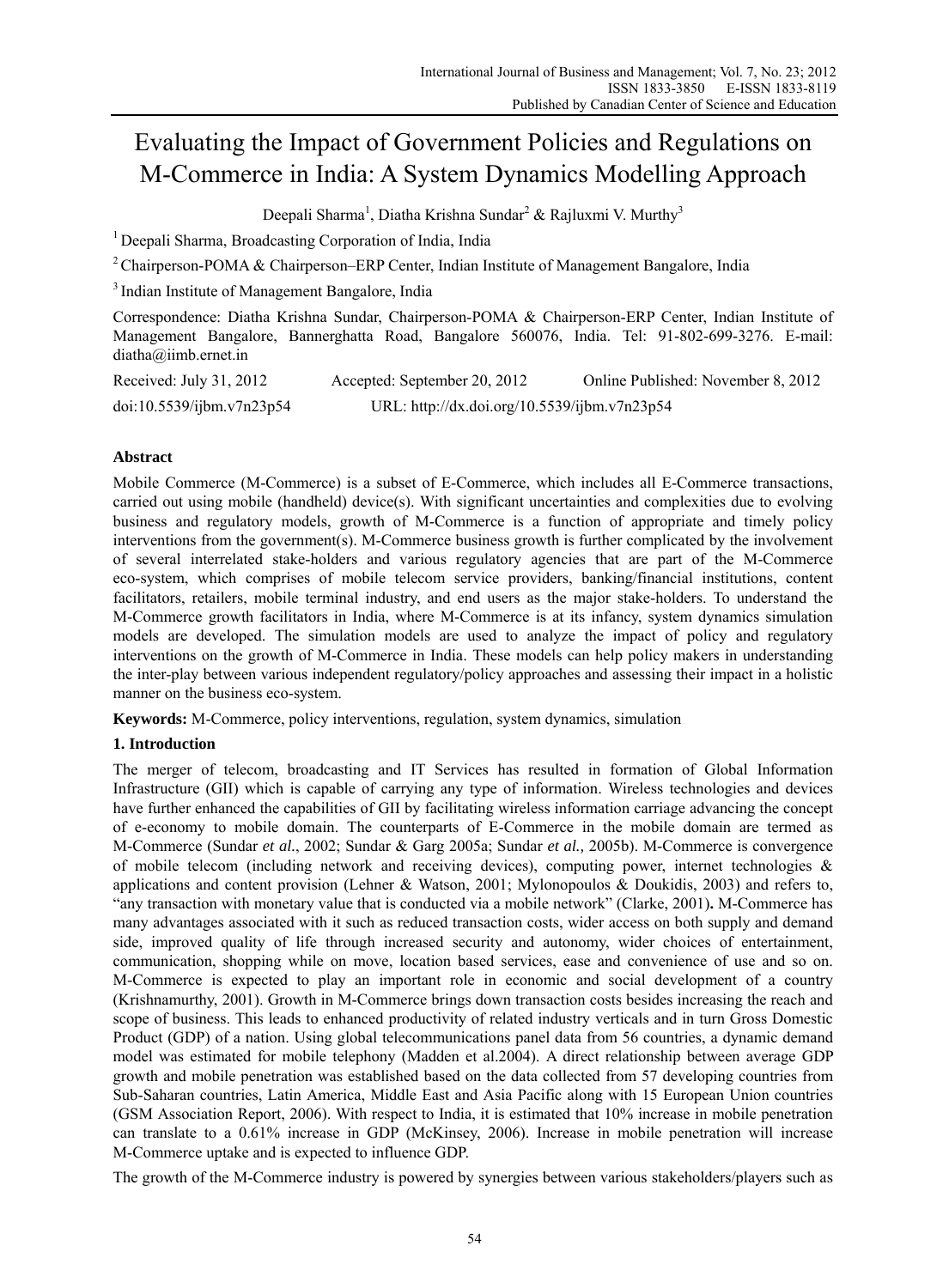# Evaluating the Impact of Government Policies and Regulations on M-Commerce in India: A System Dynamics Modelling Approach

Deepali Sharma[1], Diatha Krishna Sundar[2] & Rajluxmi V. Murthy[3]

[1] Deepali Sharma, Broadcasting Corporation of India, India

[2] Chairperson-POMA & Chairperson–ERP Center, Indian Institute of Management Bangalore, India

[3] Indian Institute of Management Bangalore, India

Correspondence: Diatha Krishna Sundar, Chairperson-POMA & Chairperson-ERP Center, Indian Institute of Management Bangalore, Bannerghatta Road, Bangalore 560076, India. Tel: 91-802-699-3276. E-mail: diatha@iimb.ernet.in

Received: July 31, 2012 Accepted: September 20, 2012 Online Published: November 8, 2012

doi:10.5539/ijbm.v7n23p54 URL: http://dx.doi.org/10.5539/ijbm.v7n23p54

## Abstract

Mobile Commerce (M-Commerce) is a subset of E-Commerce, which includes all E-Commerce transactions, carried out using mobile (handheld) device(s). With significant uncertainties and complexities due to evolving business and regulatory models, growth of M-Commerce is a function of appropriate and timely policy interventions from the government(s). M-Commerce business growth is further complicated by the involvement of several interrelated stake-holders and various regulatory agencies that are part of the M-Commerce eco-system, which comprises of mobile telecom service providers, banking/financial institutions, content facilitators, retailers, mobile terminal industry, and end users as the major stake-holders. To understand the M-Commerce growth facilitators in India, where M-Commerce is at its infancy, system dynamics simulation models are developed. The simulation models are used to analyze the impact of policy and regulatory interventions on the growth of M-Commerce in India. These models can help policy makers in understanding the inter-play between various independent regulatory/policy approaches and assessing their impact in a holistic manner on the business eco-system.

**Keywords:** M-Commerce, policy interventions, regulation, system dynamics, simulation

## 1. Introduction

The merger of telecom, broadcasting and IT Services has resulted in formation of Global Information Infrastructure (GII) which is capable of carrying any type of information. Wireless technologies and devices have further enhanced the capabilities of GII by facilitating wireless information carriage advancing the concept of e-economy to mobile domain. The counterparts of E-Commerce in the mobile domain are termed as M-Commerce (Sundar *et al.*, 2002; Sundar & Garg 2005a; Sundar *et al.,* 2005b). M-Commerce is convergence of mobile telecom (including network and receiving devices), computing power, internet technologies & applications and content provision (Lehner & Watson, 2001; Mylonopoulos & Doukidis, 2003) and refers to, "any transaction with monetary value that is conducted via a mobile network" (Clarke, 2001)**.** M-Commerce has many advantages associated with it such as reduced transaction costs, wider access on both supply and demand side, improved quality of life through increased security and autonomy, wider choices of entertainment, communication, shopping while on move, location based services, ease and convenience of use and so on. M-Commerce is expected to play an important role in economic and social development of a country (Krishnamurthy, 2001). Growth in M-Commerce brings down transaction costs besides increasing the reach and scope of business. This leads to enhanced productivity of related industry verticals and in turn Gross Domestic Product (GDP) of a nation. Using global telecommunications panel data from 56 countries, a dynamic demand model was estimated for mobile telephony (Madden et al.2004). A direct relationship between average GDP growth and mobile penetration was established based on the data collected from 57 developing countries from Sub-Saharan countries, Latin America, Middle East and Asia Pacific along with 15 European Union countries (GSM Association Report, 2006). With respect to India, it is estimated that 10% increase in mobile penetration can translate to a 0.61% increase in GDP (McKinsey, 2006). Increase in mobile penetration will increase M-Commerce uptake and is expected to influence GDP.

The growth of the M-Commerce industry is powered by synergies between various stakeholders/players such as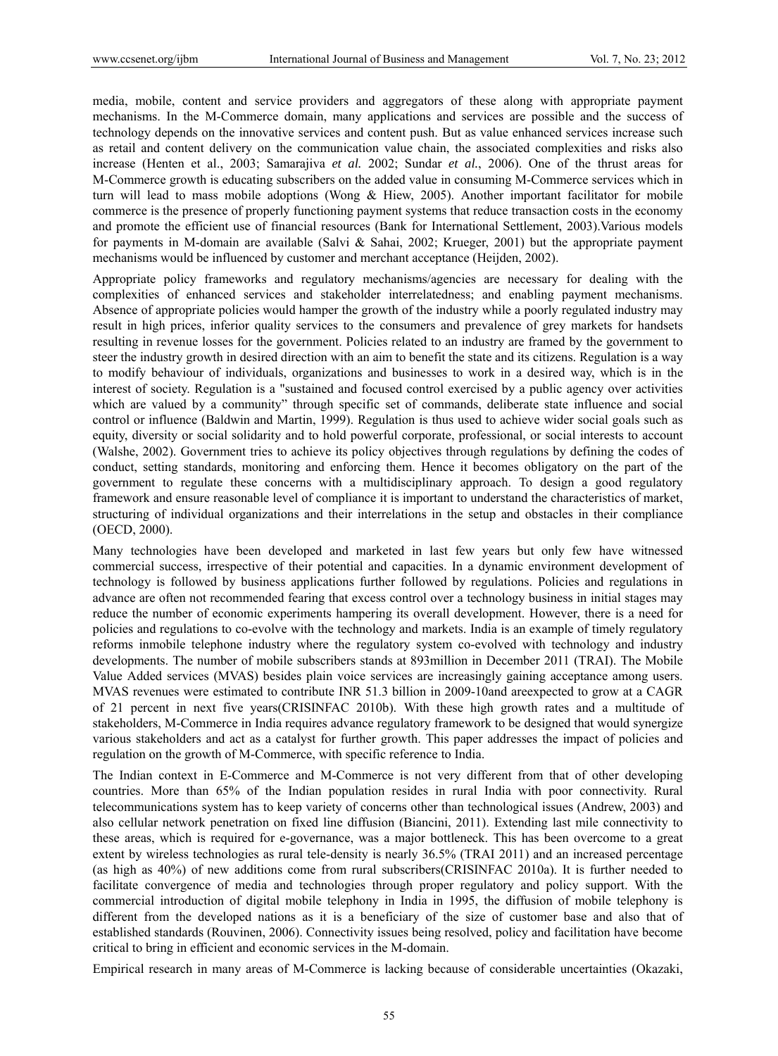media, mobile, content and service providers and aggregators of these along with appropriate payment mechanisms. In the M-Commerce domain, many applications and services are possible and the success of technology depends on the innovative services and content push. But as value enhanced services increase such as retail and content delivery on the communication value chain, the associated complexities and risks also increase (Henten et al., 2003; Samarajiva *et al.* 2002; Sundar *et al.*, 2006). One of the thrust areas for M-Commerce growth is educating subscribers on the added value in consuming M-Commerce services which in turn will lead to mass mobile adoptions (Wong & Hiew, 2005). Another important facilitator for mobile commerce is the presence of properly functioning payment systems that reduce transaction costs in the economy and promote the efficient use of financial resources (Bank for International Settlement, 2003).Various models for payments in M-domain are available (Salvi & Sahai, 2002; Krueger, 2001) but the appropriate payment mechanisms would be influenced by customer and merchant acceptance (Heijden, 2002).

Appropriate policy frameworks and regulatory mechanisms/agencies are necessary for dealing with the complexities of enhanced services and stakeholder interrelatedness; and enabling payment mechanisms. Absence of appropriate policies would hamper the growth of the industry while a poorly regulated industry may result in high prices, inferior quality services to the consumers and prevalence of grey markets for handsets resulting in revenue losses for the government. Policies related to an industry are framed by the government to steer the industry growth in desired direction with an aim to benefit the state and its citizens. Regulation is a way to modify behaviour of individuals, organizations and businesses to work in a desired way, which is in the interest of society. Regulation is a "sustained and focused control exercised by a public agency over activities which are valued by a community" through specific set of commands, deliberate state influence and social control or influence (Baldwin and Martin, 1999). Regulation is thus used to achieve wider social goals such as equity, diversity or social solidarity and to hold powerful corporate, professional, or social interests to account (Walshe, 2002). Government tries to achieve its policy objectives through regulations by defining the codes of conduct, setting standards, monitoring and enforcing them. Hence it becomes obligatory on the part of the government to regulate these concerns with a multidisciplinary approach. To design a good regulatory framework and ensure reasonable level of compliance it is important to understand the characteristics of market, structuring of individual organizations and their interrelations in the setup and obstacles in their compliance (OECD, 2000).

Many technologies have been developed and marketed in last few years but only few have witnessed commercial success, irrespective of their potential and capacities. In a dynamic environment development of technology is followed by business applications further followed by regulations. Policies and regulations in advance are often not recommended fearing that excess control over a technology business in initial stages may reduce the number of economic experiments hampering its overall development. However, there is a need for policies and regulations to co-evolve with the technology and markets. India is an example of timely regulatory reforms inmobile telephone industry where the regulatory system co-evolved with technology and industry developments. The number of mobile subscribers stands at 893million in December 2011 (TRAI). The Mobile Value Added services (MVAS) besides plain voice services are increasingly gaining acceptance among users. MVAS revenues were estimated to contribute INR 51.3 billion in 2009-10and areexpected to grow at a CAGR of 21 percent in next five years(CRISINFAC 2010b). With these high growth rates and a multitude of stakeholders, M-Commerce in India requires advance regulatory framework to be designed that would synergize various stakeholders and act as a catalyst for further growth. This paper addresses the impact of policies and regulation on the growth of M-Commerce, with specific reference to India.

The Indian context in E-Commerce and M-Commerce is not very different from that of other developing countries. More than 65% of the Indian population resides in rural India with poor connectivity. Rural telecommunications system has to keep variety of concerns other than technological issues (Andrew, 2003) and also cellular network penetration on fixed line diffusion (Biancini, 2011). Extending last mile connectivity to these areas, which is required for e-governance, was a major bottleneck. This has been overcome to a great extent by wireless technologies as rural tele-density is nearly 36.5% (TRAI 2011) and an increased percentage (as high as 40%) of new additions come from rural subscribers(CRISINFAC 2010a). It is further needed to facilitate convergence of media and technologies through proper regulatory and policy support. With the commercial introduction of digital mobile telephony in India in 1995, the diffusion of mobile telephony is different from the developed nations as it is a beneficiary of the size of customer base and also that of established standards (Rouvinen, 2006). Connectivity issues being resolved, policy and facilitation have become critical to bring in efficient and economic services in the M-domain.

Empirical research in many areas of M-Commerce is lacking because of considerable uncertainties (Okazaki,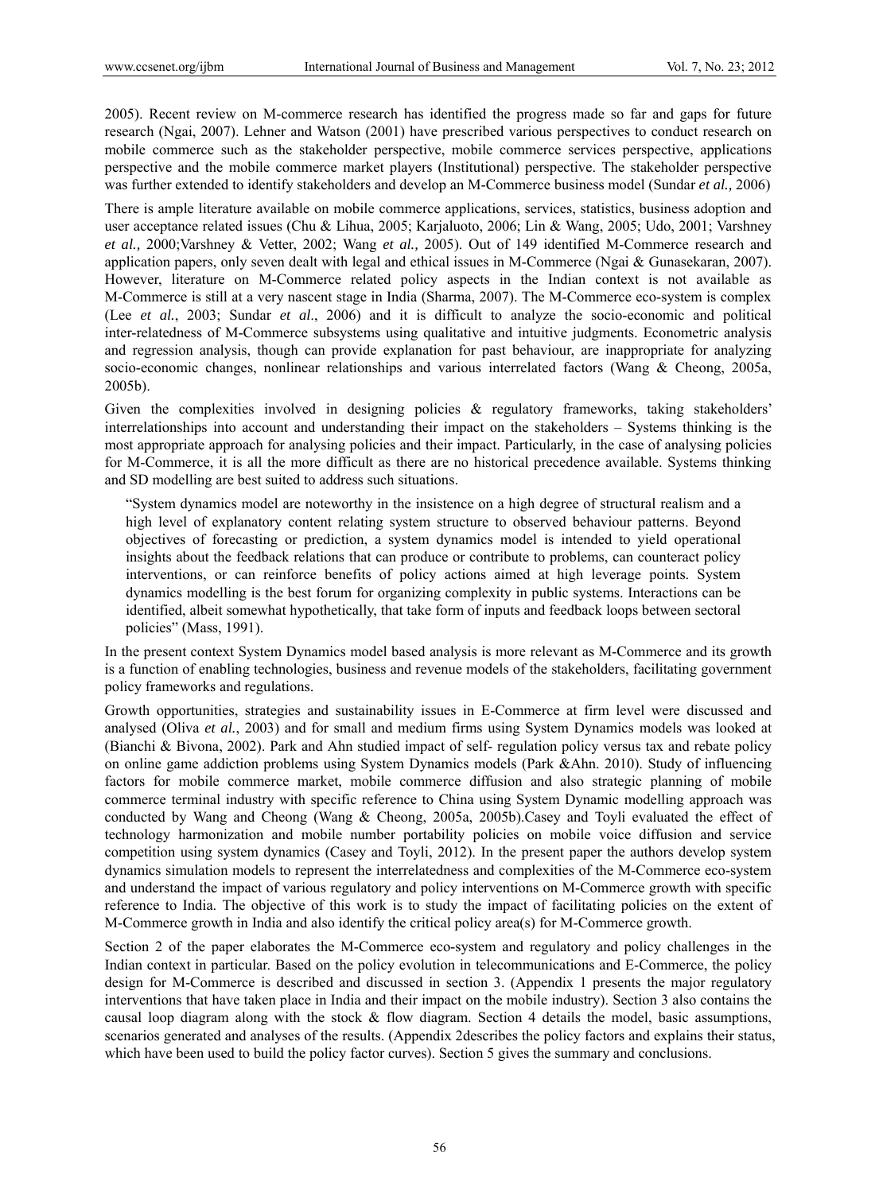2005). Recent review on M-commerce research has identified the progress made so far and gaps for future research (Ngai, 2007). Lehner and Watson (2001) have prescribed various perspectives to conduct research on mobile commerce such as the stakeholder perspective, mobile commerce services perspective, applications perspective and the mobile commerce market players (Institutional) perspective. The stakeholder perspective was further extended to identify stakeholders and develop an M-Commerce business model (Sundar *et al.,* 2006)

There is ample literature available on mobile commerce applications, services, statistics, business adoption and user acceptance related issues (Chu & Lihua, 2005; Karjaluoto, 2006; Lin & Wang, 2005; Udo, 2001; Varshney *et al.,* 2000;Varshney & Vetter, 2002; Wang *et al.,* 2005). Out of 149 identified M-Commerce research and application papers, only seven dealt with legal and ethical issues in M-Commerce (Ngai & Gunasekaran, 2007). However, literature on M-Commerce related policy aspects in the Indian context is not available as M-Commerce is still at a very nascent stage in India (Sharma, 2007). The M-Commerce eco-system is complex (Lee *et al.*, 2003; Sundar *et al*., 2006) and it is difficult to analyze the socio-economic and political inter-relatedness of M-Commerce subsystems using qualitative and intuitive judgments. Econometric analysis and regression analysis, though can provide explanation for past behaviour, are inappropriate for analyzing socio-economic changes, nonlinear relationships and various interrelated factors (Wang & Cheong, 2005a, 2005b).

Given the complexities involved in designing policies & regulatory frameworks, taking stakeholders' interrelationships into account and understanding their impact on the stakeholders – Systems thinking is the most appropriate approach for analysing policies and their impact. Particularly, in the case of analysing policies for M-Commerce, it is all the more difficult as there are no historical precedence available. Systems thinking and SD modelling are best suited to address such situations.

> "System dynamics model are noteworthy in the insistence on a high degree of structural realism and a high level of explanatory content relating system structure to observed behaviour patterns. Beyond objectives of forecasting or prediction, a system dynamics model is intended to yield operational insights about the feedback relations that can produce or contribute to problems, can counteract policy interventions, or can reinforce benefits of policy actions aimed at high leverage points. System dynamics modelling is the best forum for organizing complexity in public systems. Interactions can be identified, albeit somewhat hypothetically, that take form of inputs and feedback loops between sectoral policies" (Mass, 1991).

In the present context System Dynamics model based analysis is more relevant as M-Commerce and its growth is a function of enabling technologies, business and revenue models of the stakeholders, facilitating government policy frameworks and regulations.

Growth opportunities, strategies and sustainability issues in E-Commerce at firm level were discussed and analysed (Oliva *et al.*, 2003) and for small and medium firms using System Dynamics models was looked at (Bianchi & Bivona, 2002). Park and Ahn studied impact of self- regulation policy versus tax and rebate policy on online game addiction problems using System Dynamics models (Park &Ahn. 2010). Study of influencing factors for mobile commerce market, mobile commerce diffusion and also strategic planning of mobile commerce terminal industry with specific reference to China using System Dynamic modelling approach was conducted by Wang and Cheong (Wang & Cheong, 2005a, 2005b).Casey and Toyli evaluated the effect of technology harmonization and mobile number portability policies on mobile voice diffusion and service competition using system dynamics (Casey and Toyli, 2012). In the present paper the authors develop system dynamics simulation models to represent the interrelatedness and complexities of the M-Commerce eco-system and understand the impact of various regulatory and policy interventions on M-Commerce growth with specific reference to India. The objective of this work is to study the impact of facilitating policies on the extent of M-Commerce growth in India and also identify the critical policy area(s) for M-Commerce growth.

Section 2 of the paper elaborates the M-Commerce eco-system and regulatory and policy challenges in the Indian context in particular. Based on the policy evolution in telecommunications and E-Commerce, the policy design for M-Commerce is described and discussed in section 3. (Appendix 1 presents the major regulatory interventions that have taken place in India and their impact on the mobile industry). Section 3 also contains the causal loop diagram along with the stock & flow diagram. Section 4 details the model, basic assumptions, scenarios generated and analyses of the results. (Appendix 2describes the policy factors and explains their status, which have been used to build the policy factor curves). Section 5 gives the summary and conclusions.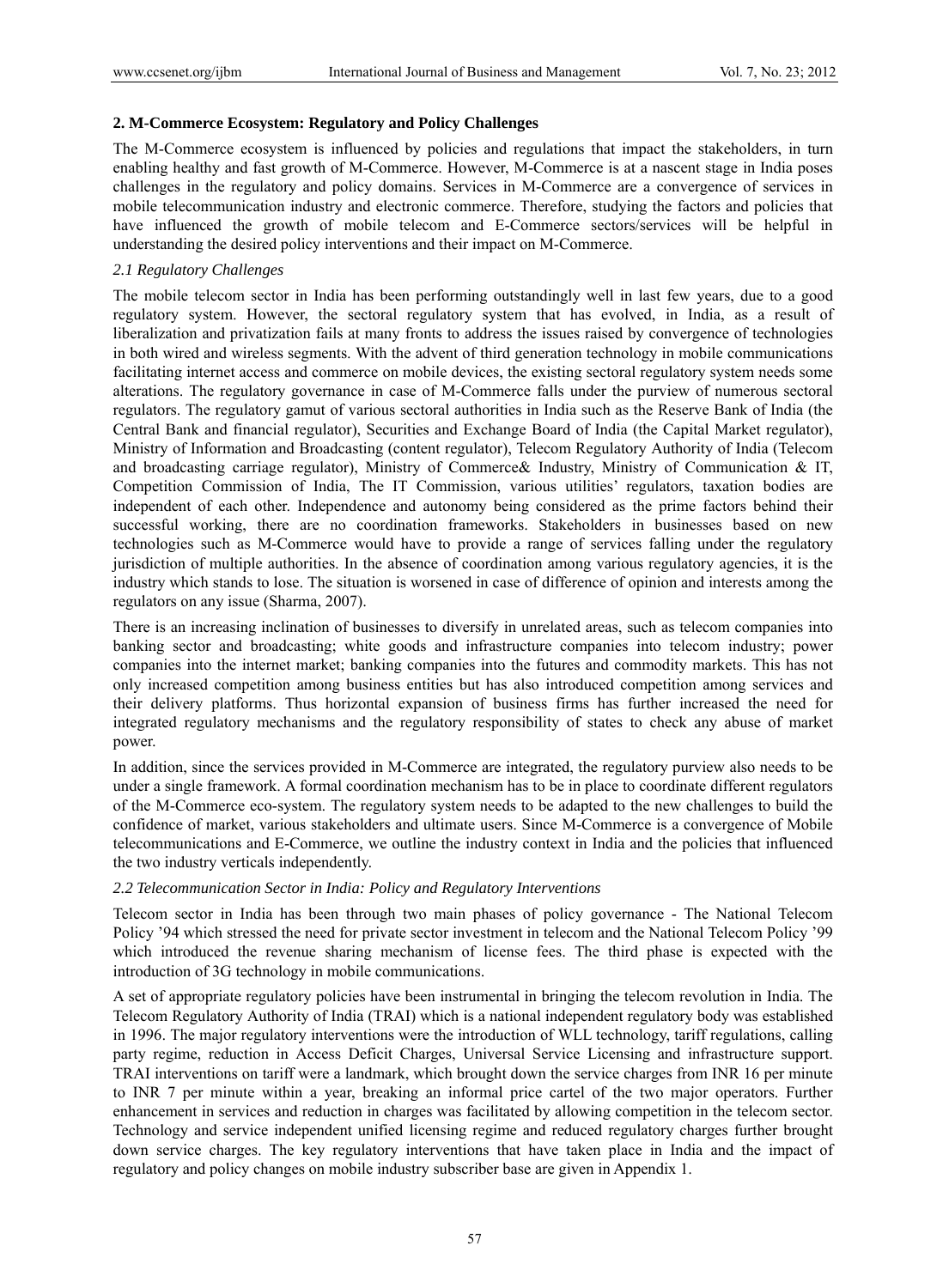## 2. M-Commerce Ecosystem: Regulatory and Policy Challenges

The M-Commerce ecosystem is influenced by policies and regulations that impact the stakeholders, in turn enabling healthy and fast growth of M-Commerce. However, M-Commerce is at a nascent stage in India poses challenges in the regulatory and policy domains. Services in M-Commerce are a convergence of services in mobile telecommunication industry and electronic commerce. Therefore, studying the factors and policies that have influenced the growth of mobile telecom and E-Commerce sectors/services will be helpful in understanding the desired policy interventions and their impact on M-Commerce.

### *2.1 Regulatory Challenges*

The mobile telecom sector in India has been performing outstandingly well in last few years, due to a good regulatory system. However, the sectoral regulatory system that has evolved, in India, as a result of liberalization and privatization fails at many fronts to address the issues raised by convergence of technologies in both wired and wireless segments. With the advent of third generation technology in mobile communications facilitating internet access and commerce on mobile devices, the existing sectoral regulatory system needs some alterations. The regulatory governance in case of M-Commerce falls under the purview of numerous sectoral regulators. The regulatory gamut of various sectoral authorities in India such as the Reserve Bank of India (the Central Bank and financial regulator), Securities and Exchange Board of India (the Capital Market regulator), Ministry of Information and Broadcasting (content regulator), Telecom Regulatory Authority of India (Telecom and broadcasting carriage regulator), Ministry of Commerce& Industry, Ministry of Communication & IT, Competition Commission of India, The IT Commission, various utilities' regulators, taxation bodies are independent of each other. Independence and autonomy being considered as the prime factors behind their successful working, there are no coordination frameworks. Stakeholders in businesses based on new technologies such as M-Commerce would have to provide a range of services falling under the regulatory jurisdiction of multiple authorities. In the absence of coordination among various regulatory agencies, it is the industry which stands to lose. The situation is worsened in case of difference of opinion and interests among the regulators on any issue (Sharma, 2007).

There is an increasing inclination of businesses to diversify in unrelated areas, such as telecom companies into banking sector and broadcasting; white goods and infrastructure companies into telecom industry; power companies into the internet market; banking companies into the futures and commodity markets. This has not only increased competition among business entities but has also introduced competition among services and their delivery platforms. Thus horizontal expansion of business firms has further increased the need for integrated regulatory mechanisms and the regulatory responsibility of states to check any abuse of market power.

In addition, since the services provided in M-Commerce are integrated, the regulatory purview also needs to be under a single framework. A formal coordination mechanism has to be in place to coordinate different regulators of the M-Commerce eco-system. The regulatory system needs to be adapted to the new challenges to build the confidence of market, various stakeholders and ultimate users. Since M-Commerce is a convergence of Mobile telecommunications and E-Commerce, we outline the industry context in India and the policies that influenced the two industry verticals independently.

### *2.2 Telecommunication Sector in India: Policy and Regulatory Interventions*

Telecom sector in India has been through two main phases of policy governance - The National Telecom Policy '94 which stressed the need for private sector investment in telecom and the National Telecom Policy '99 which introduced the revenue sharing mechanism of license fees. The third phase is expected with the introduction of 3G technology in mobile communications.

A set of appropriate regulatory policies have been instrumental in bringing the telecom revolution in India. The Telecom Regulatory Authority of India (TRAI) which is a national independent regulatory body was established in 1996. The major regulatory interventions were the introduction of WLL technology, tariff regulations, calling party regime, reduction in Access Deficit Charges, Universal Service Licensing and infrastructure support. TRAI interventions on tariff were a landmark, which brought down the service charges from INR 16 per minute to INR 7 per minute within a year, breaking an informal price cartel of the two major operators. Further enhancement in services and reduction in charges was facilitated by allowing competition in the telecom sector. Technology and service independent unified licensing regime and reduced regulatory charges further brought down service charges. The key regulatory interventions that have taken place in India and the impact of regulatory and policy changes on mobile industry subscriber base are given in Appendix 1.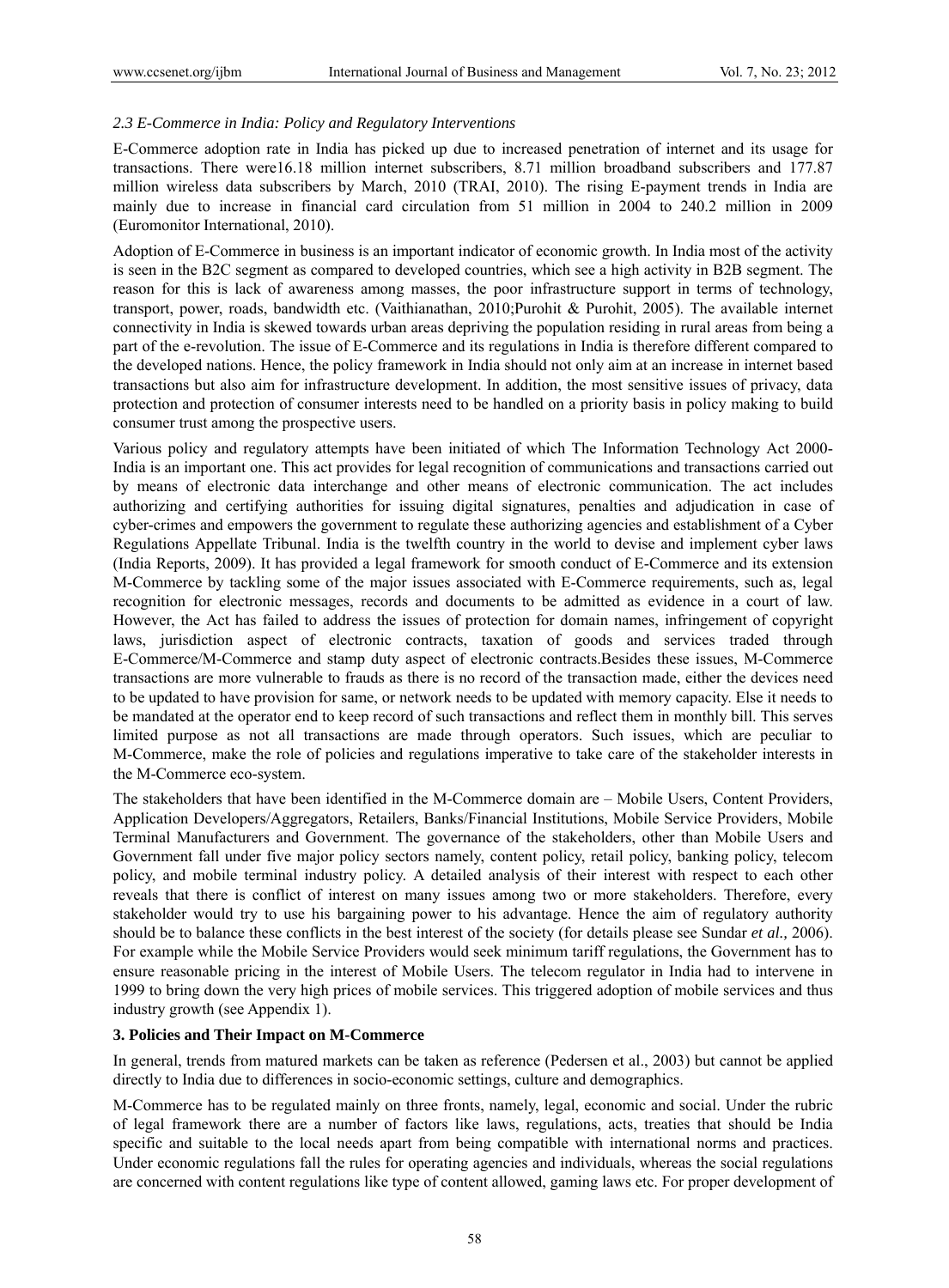### *2.3 E-Commerce in India: Policy and Regulatory Interventions*

E-Commerce adoption rate in India has picked up due to increased penetration of internet and its usage for transactions. There were16.18 million internet subscribers, 8.71 million broadband subscribers and 177.87 million wireless data subscribers by March, 2010 (TRAI, 2010). The rising E-payment trends in India are mainly due to increase in financial card circulation from 51 million in 2004 to 240.2 million in 2009 (Euromonitor International, 2010).

Adoption of E-Commerce in business is an important indicator of economic growth. In India most of the activity is seen in the B2C segment as compared to developed countries, which see a high activity in B2B segment. The reason for this is lack of awareness among masses, the poor infrastructure support in terms of technology, transport, power, roads, bandwidth etc. (Vaithianathan, 2010;Purohit & Purohit, 2005). The available internet connectivity in India is skewed towards urban areas depriving the population residing in rural areas from being a part of the e-revolution. The issue of E-Commerce and its regulations in India is therefore different compared to the developed nations. Hence, the policy framework in India should not only aim at an increase in internet based transactions but also aim for infrastructure development. In addition, the most sensitive issues of privacy, data protection and protection of consumer interests need to be handled on a priority basis in policy making to build consumer trust among the prospective users.

Various policy and regulatory attempts have been initiated of which The Information Technology Act 2000-India is an important one. This act provides for legal recognition of communications and transactions carried out by means of electronic data interchange and other means of electronic communication. The act includes authorizing and certifying authorities for issuing digital signatures, penalties and adjudication in case of cyber-crimes and empowers the government to regulate these authorizing agencies and establishment of a Cyber Regulations Appellate Tribunal. India is the twelfth country in the world to devise and implement cyber laws (India Reports, 2009). It has provided a legal framework for smooth conduct of E-Commerce and its extension M-Commerce by tackling some of the major issues associated with E-Commerce requirements, such as, legal recognition for electronic messages, records and documents to be admitted as evidence in a court of law. However, the Act has failed to address the issues of protection for domain names, infringement of copyright laws, jurisdiction aspect of electronic contracts, taxation of goods and services traded through E-Commerce/M-Commerce and stamp duty aspect of electronic contracts.Besides these issues, M-Commerce transactions are more vulnerable to frauds as there is no record of the transaction made, either the devices need to be updated to have provision for same, or network needs to be updated with memory capacity. Else it needs to be mandated at the operator end to keep record of such transactions and reflect them in monthly bill. This serves limited purpose as not all transactions are made through operators. Such issues, which are peculiar to M-Commerce, make the role of policies and regulations imperative to take care of the stakeholder interests in the M-Commerce eco-system.

The stakeholders that have been identified in the M-Commerce domain are – Mobile Users, Content Providers, Application Developers/Aggregators, Retailers, Banks/Financial Institutions, Mobile Service Providers, Mobile Terminal Manufacturers and Government. The governance of the stakeholders, other than Mobile Users and Government fall under five major policy sectors namely, content policy, retail policy, banking policy, telecom policy, and mobile terminal industry policy. A detailed analysis of their interest with respect to each other reveals that there is conflict of interest on many issues among two or more stakeholders. Therefore, every stakeholder would try to use his bargaining power to his advantage. Hence the aim of regulatory authority should be to balance these conflicts in the best interest of the society (for details please see Sundar *et al.,* 2006). For example while the Mobile Service Providers would seek minimum tariff regulations, the Government has to ensure reasonable pricing in the interest of Mobile Users. The telecom regulator in India had to intervene in 1999 to bring down the very high prices of mobile services. This triggered adoption of mobile services and thus industry growth (see Appendix 1).

## 3. Policies and Their Impact on M-Commerce

In general, trends from matured markets can be taken as reference (Pedersen et al., 2003) but cannot be applied directly to India due to differences in socio-economic settings, culture and demographics.

M-Commerce has to be regulated mainly on three fronts, namely, legal, economic and social. Under the rubric of legal framework there are a number of factors like laws, regulations, acts, treaties that should be India specific and suitable to the local needs apart from being compatible with international norms and practices. Under economic regulations fall the rules for operating agencies and individuals, whereas the social regulations are concerned with content regulations like type of content allowed, gaming laws etc. For proper development of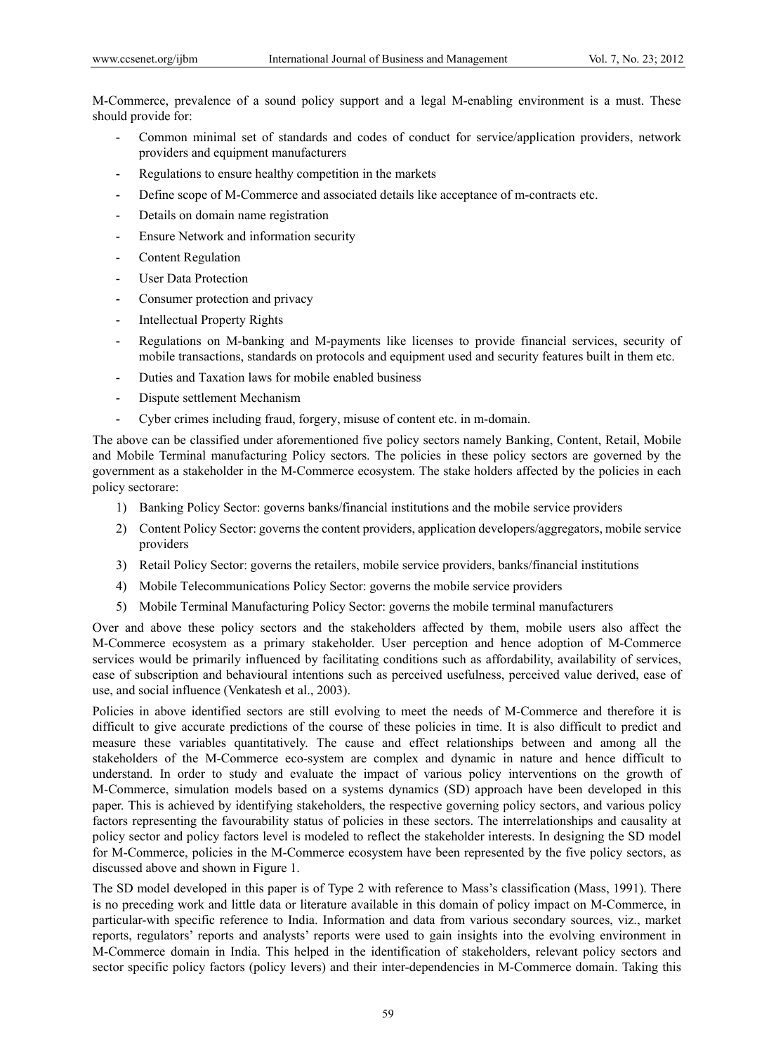M-Commerce, prevalence of a sound policy support and a legal M-enabling environment is a must. These should provide for:

- Common minimal set of standards and codes of conduct for service/application providers, network providers and equipment manufacturers
- Regulations to ensure healthy competition in the markets
- Define scope of M-Commerce and associated details like acceptance of m-contracts etc.
- Details on domain name registration
- Ensure Network and information security
- Content Regulation
- User Data Protection
- Consumer protection and privacy
- Intellectual Property Rights
- Regulations on M-banking and M-payments like licenses to provide financial services, security of mobile transactions, standards on protocols and equipment used and security features built in them etc.
- Duties and Taxation laws for mobile enabled business
- Dispute settlement Mechanism
- Cyber crimes including fraud, forgery, misuse of content etc. in m-domain.

The above can be classified under aforementioned five policy sectors namely Banking, Content, Retail, Mobile and Mobile Terminal manufacturing Policy sectors. The policies in these policy sectors are governed by the government as a stakeholder in the M-Commerce ecosystem. The stake holders affected by the policies in each policy sectorare:

1) Banking Policy Sector: governs banks/financial institutions and the mobile service providers
2) Content Policy Sector: governs the content providers, application developers/aggregators, mobile service providers
3) Retail Policy Sector: governs the retailers, mobile service providers, banks/financial institutions
4) Mobile Telecommunications Policy Sector: governs the mobile service providers
5) Mobile Terminal Manufacturing Policy Sector: governs the mobile terminal manufacturers

Over and above these policy sectors and the stakeholders affected by them, mobile users also affect the M-Commerce ecosystem as a primary stakeholder. User perception and hence adoption of M-Commerce services would be primarily influenced by facilitating conditions such as affordability, availability of services, ease of subscription and behavioural intentions such as perceived usefulness, perceived value derived, ease of use, and social influence (Venkatesh et al., 2003).

Policies in above identified sectors are still evolving to meet the needs of M-Commerce and therefore it is difficult to give accurate predictions of the course of these policies in time. It is also difficult to predict and measure these variables quantitatively. The cause and effect relationships between and among all the stakeholders of the M-Commerce eco-system are complex and dynamic in nature and hence difficult to understand. In order to study and evaluate the impact of various policy interventions on the growth of M-Commerce, simulation models based on a systems dynamics (SD) approach have been developed in this paper. This is achieved by identifying stakeholders, the respective governing policy sectors, and various policy factors representing the favourability status of policies in these sectors. The interrelationships and causality at policy sector and policy factors level is modeled to reflect the stakeholder interests. In designing the SD model for M-Commerce, policies in the M-Commerce ecosystem have been represented by the five policy sectors, as discussed above and shown in Figure 1.

The SD model developed in this paper is of Type 2 with reference to Mass's classification (Mass, 1991). There is no preceding work and little data or literature available in this domain of policy impact on M-Commerce, in particular-with specific reference to India. Information and data from various secondary sources, viz., market reports, regulators' reports and analysts' reports were used to gain insights into the evolving environment in M-Commerce domain in India. This helped in the identification of stakeholders, relevant policy sectors and sector specific policy factors (policy levers) and their inter-dependencies in M-Commerce domain. Taking this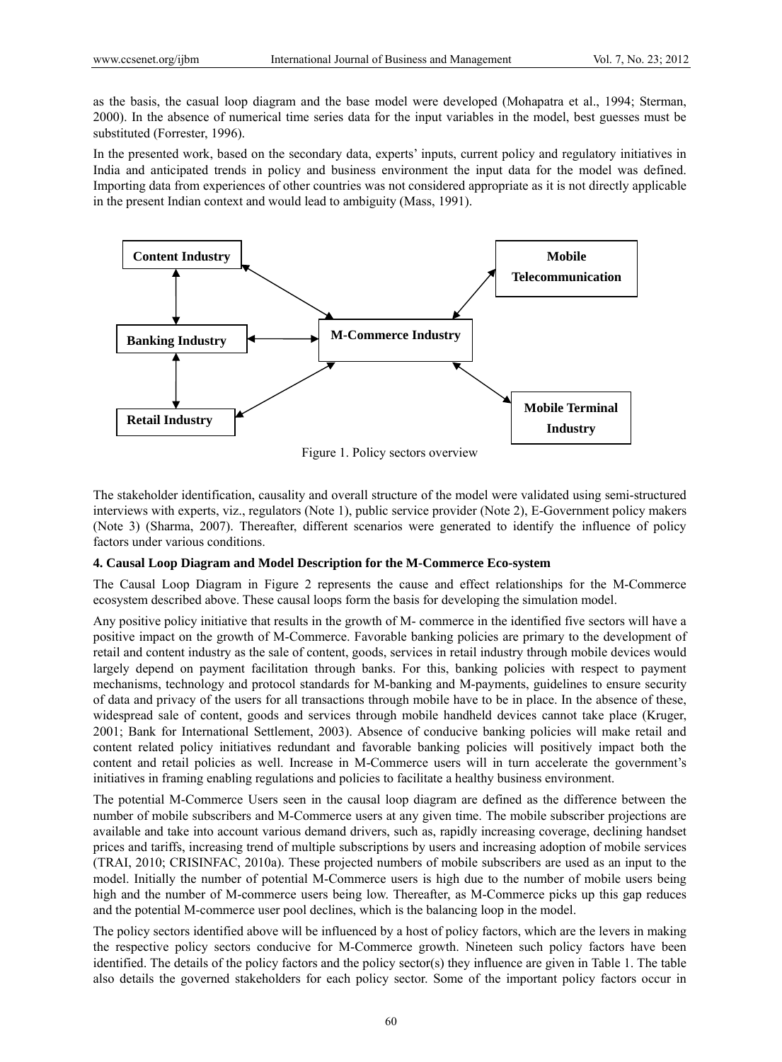as the basis, the casual loop diagram and the base model were developed (Mohapatra et al., 1994; Sterman, 2000). In the absence of numerical time series data for the input variables in the model, best guesses must be substituted (Forrester, 1996).

In the presented work, based on the secondary data, experts' inputs, current policy and regulatory initiatives in India and anticipated trends in policy and business environment the input data for the model was defined. Importing data from experiences of other countries was not considered appropriate as it is not directly applicable in the present Indian context and would lead to ambiguity (Mass, 1991).

Content Industry

Mobile Telecommunication

Banking Industry

M-Commerce Industry

Retail Industry

Mobile Terminal Industry

Figure 1. Policy sectors overview

The stakeholder identification, causality and overall structure of the model were validated using semi-structured interviews with experts, viz., regulators (Note 1), public service provider (Note 2), E-Government policy makers (Note 3) (Sharma, 2007). Thereafter, different scenarios were generated to identify the influence of policy factors under various conditions.

### 4. Causal Loop Diagram and Model Description for the M-Commerce Eco-system

The Causal Loop Diagram in Figure 2 represents the cause and effect relationships for the M-Commerce ecosystem described above. These causal loops form the basis for developing the simulation model.

Any positive policy initiative that results in the growth of M- commerce in the identified five sectors will have a positive impact on the growth of M-Commerce. Favorable banking policies are primary to the development of retail and content industry as the sale of content, goods, services in retail industry through mobile devices would largely depend on payment facilitation through banks. For this, banking policies with respect to payment mechanisms, technology and protocol standards for M-banking and M-payments, guidelines to ensure security of data and privacy of the users for all transactions through mobile have to be in place. In the absence of these, widespread sale of content, goods and services through mobile handheld devices cannot take place (Kruger, 2001; Bank for International Settlement, 2003). Absence of conducive banking policies will make retail and content related policy initiatives redundant and favorable banking policies will positively impact both the content and retail policies as well. Increase in M-Commerce users will in turn accelerate the government's initiatives in framing enabling regulations and policies to facilitate a healthy business environment.

The potential M-Commerce Users seen in the causal loop diagram are defined as the difference between the number of mobile subscribers and M-Commerce users at any given time. The mobile subscriber projections are available and take into account various demand drivers, such as, rapidly increasing coverage, declining handset prices and tariffs, increasing trend of multiple subscriptions by users and increasing adoption of mobile services (TRAI, 2010; CRISINFAC, 2010a). These projected numbers of mobile subscribers are used as an input to the model. Initially the number of potential M-Commerce users is high due to the number of mobile users being high and the number of M-commerce users being low. Thereafter, as M-Commerce picks up this gap reduces and the potential M-commerce user pool declines, which is the balancing loop in the model.

The policy sectors identified above will be influenced by a host of policy factors, which are the levers in making the respective policy sectors conducive for M-Commerce growth. Nineteen such policy factors have been identified. The details of the policy factors and the policy sector(s) they influence are given in Table 1. The table also details the governed stakeholders for each policy sector. Some of the important policy factors occur in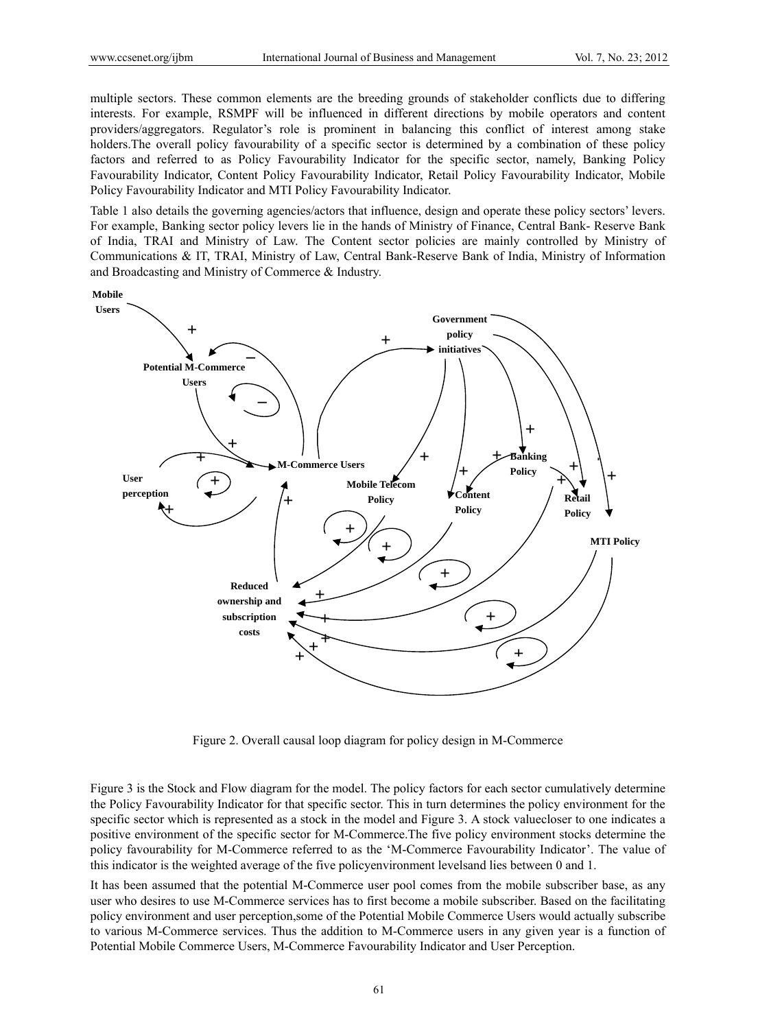multiple sectors. These common elements are the breeding grounds of stakeholder conflicts due to differing interests. For example, RSMPF will be influenced in different directions by mobile operators and content providers/aggregators. Regulator's role is prominent in balancing this conflict of interest among stake holders.The overall policy favourability of a specific sector is determined by a combination of these policy factors and referred to as Policy Favourability Indicator for the specific sector, namely, Banking Policy Favourability Indicator, Content Policy Favourability Indicator, Retail Policy Favourability Indicator, Mobile Policy Favourability Indicator and MTI Policy Favourability Indicator.

Table 1 also details the governing agencies/actors that influence, design and operate these policy sectors' levers. For example, Banking sector policy levers lie in the hands of Ministry of Finance, Central Bank- Reserve Bank of India, TRAI and Ministry of Law. The Content sector policies are mainly controlled by Ministry of Communications & IT, TRAI, Ministry of Law, Central Bank-Reserve Bank of India, Ministry of Information and Broadcasting and Ministry of Commerce & Industry.

Mobile Users

Potential M-Commerce Users

Government policy initiatives

M-Commerce Users

User perception

Mobile Telecom Policy

Content Policy

Banking Policy

Retail Policy

MTI Policy

Reduced ownership and subscription costs

Figure 2. Overall causal loop diagram for policy design in M-Commerce

Figure 3 is the Stock and Flow diagram for the model. The policy factors for each sector cumulatively determine the Policy Favourability Indicator for that specific sector. This in turn determines the policy environment for the specific sector which is represented as a stock in the model and Figure 3. A stock valuecloser to one indicates a positive environment of the specific sector for M-Commerce.The five policy environment stocks determine the policy favourability for M-Commerce referred to as the 'M-Commerce Favourability Indicator'. The value of this indicator is the weighted average of the five policyenvironment levelsand lies between 0 and 1.

It has been assumed that the potential M-Commerce user pool comes from the mobile subscriber base, as any user who desires to use M-Commerce services has to first become a mobile subscriber. Based on the facilitating policy environment and user perception,some of the Potential Mobile Commerce Users would actually subscribe to various M-Commerce services. Thus the addition to M-Commerce users in any given year is a function of Potential Mobile Commerce Users, M-Commerce Favourability Indicator and User Perception.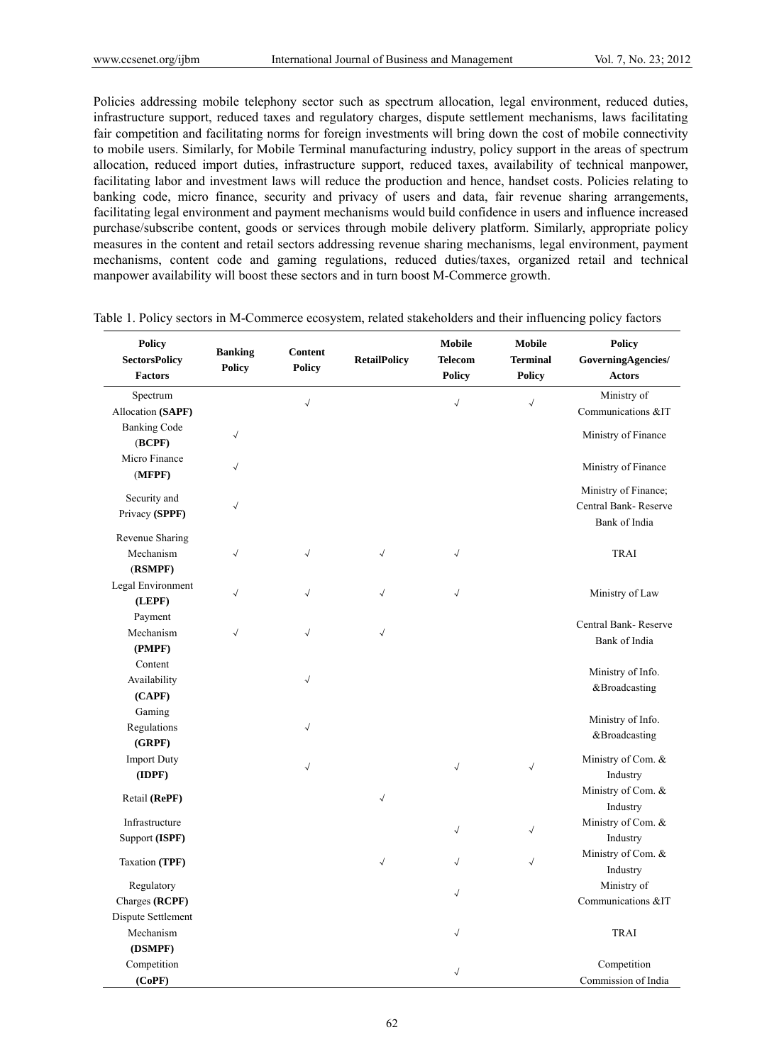Policies addressing mobile telephony sector such as spectrum allocation, legal environment, reduced duties, infrastructure support, reduced taxes and regulatory charges, dispute settlement mechanisms, laws facilitating fair competition and facilitating norms for foreign investments will bring down the cost of mobile connectivity to mobile users. Similarly, for Mobile Terminal manufacturing industry, policy support in the areas of spectrum allocation, reduced import duties, infrastructure support, reduced taxes, availability of technical manpower, facilitating labor and investment laws will reduce the production and hence, handset costs. Policies relating to banking code, micro finance, security and privacy of users and data, fair revenue sharing arrangements, facilitating legal environment and payment mechanisms would build confidence in users and influence increased purchase/subscribe content, goods or services through mobile delivery platform. Similarly, appropriate policy measures in the content and retail sectors addressing revenue sharing mechanisms, legal environment, payment mechanisms, content code and gaming regulations, reduced duties/taxes, organized retail and technical manpower availability will boost these sectors and in turn boost M-Commerce growth.

Table 1. Policy sectors in M-Commerce ecosystem, related stakeholders and their influencing policy factors

| **Policy SectorsPolicy Factors** | **Banking Policy** | **Content Policy** | **RetailPolicy** | **Mobile Telecom Policy** | **Mobile Terminal Policy** | **Policy GoverningAgencies/ Actors** |
|---|---|---|---|---|---|---|
| Spectrum Allocation **(SAPF)** | | √ | | √ | √ | Ministry of Communications &IT |
| Banking Code (**BCPF**) | √ | | | | | Ministry of Finance |
| Micro Finance (**MFPF**) | √ | | | | | Ministry of Finance |
| Security and Privacy **(SPPF)** | √ | | | | | Ministry of Finance; Central Bank- Reserve Bank of India |
| Revenue Sharing Mechanism (**RSMPF**) | √ | √ | √ | √ | | TRAI |
| Legal Environment **(LEPF)** | √ | √ | √ | √ | | Ministry of Law |
| Payment Mechanism **(PMPF)** | √ | √ | √ | | | Central Bank- Reserve Bank of India |
| Content Availability **(CAPF)** | | √ | | | | Ministry of Info. &Broadcasting |
| Gaming Regulations **(GRPF)** | | √ | | | | Ministry of Info. &Broadcasting |
| Import Duty **(IDPF)** | | √ | | √ | √ | Ministry of Com. & Industry |
| Retail **(RePF)** | | | √ | | | Ministry of Com. & Industry |
| Infrastructure Support **(ISPF)** | | | | √ | √ | Ministry of Com. & Industry |
| Taxation **(TPF)** | | | √ | √ | √ | Ministry of Com. & Industry |
| Regulatory Charges **(RCPF)** | | | | √ | | Ministry of Communications &IT |
| Dispute Settlement Mechanism **(DSMPF)** | | | | √ | | TRAI |
| Competition **(CoPF)** | | | | √ | | Competition Commission of India |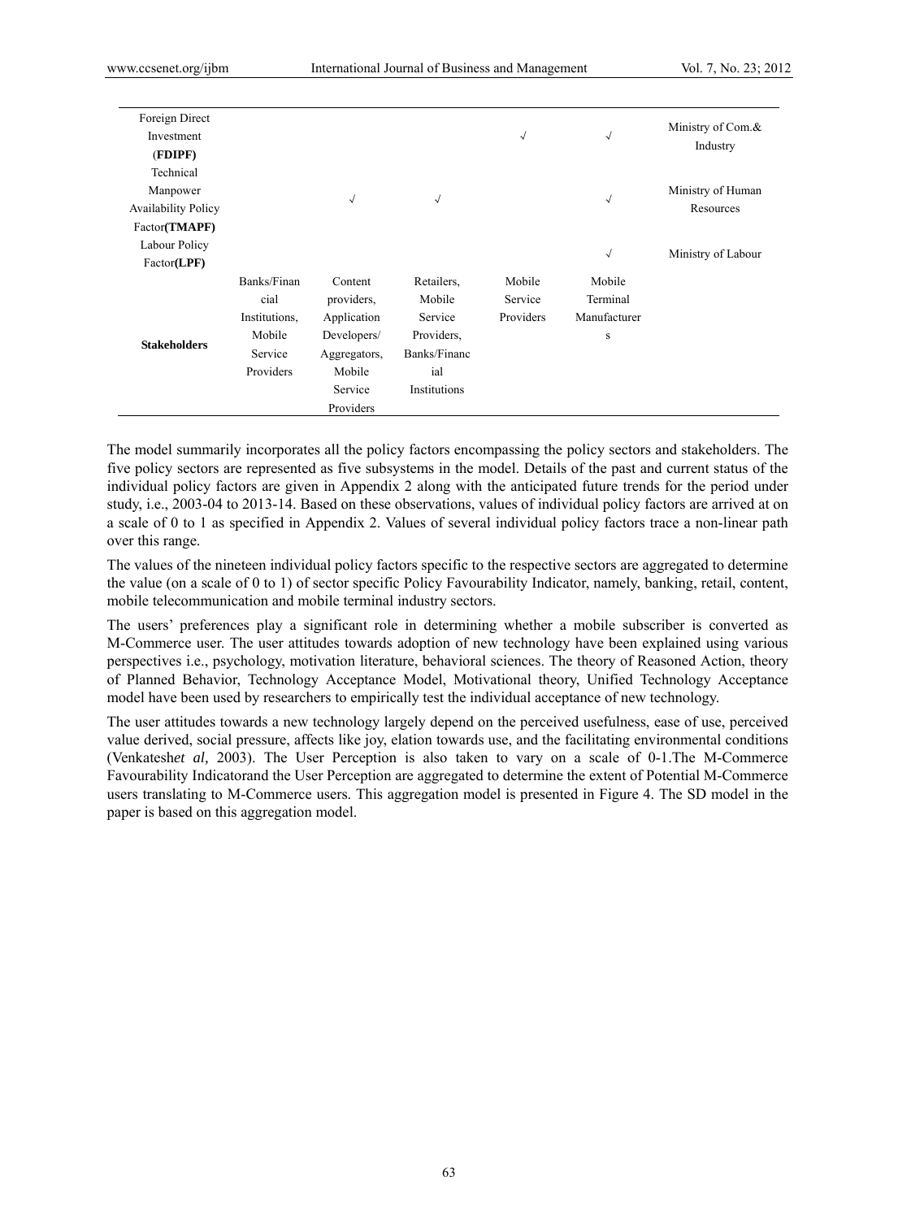| | | | | | | |
|---|---|---|---|---|---|---|
| Foreign Direct Investment (**FDIPF**) | | | | √ | √ | Ministry of Com.& Industry |
| Technical Manpower Availability Policy Factor**(TMAPF)** | | √ | √ | | √ | Ministry of Human Resources |
| Labour Policy Factor**(LPF)** | | | | | √ | Ministry of Labour |
| **Stakeholders** | Banks/Financial Institutions, Mobile Service Providers | Content providers, Application Developers/ Aggregators, Mobile Service Providers | Retailers, Mobile Service Providers, Banks/Financial Institutions | Mobile Service Providers | Mobile Terminal Manufacturers | |

The model summarily incorporates all the policy factors encompassing the policy sectors and stakeholders. The five policy sectors are represented as five subsystems in the model. Details of the past and current status of the individual policy factors are given in Appendix 2 along with the anticipated future trends for the period under study, i.e., 2003-04 to 2013-14. Based on these observations, values of individual policy factors are arrived at on a scale of 0 to 1 as specified in Appendix 2. Values of several individual policy factors trace a non-linear path over this range.

The values of the nineteen individual policy factors specific to the respective sectors are aggregated to determine the value (on a scale of 0 to 1) of sector specific Policy Favourability Indicator, namely, banking, retail, content, mobile telecommunication and mobile terminal industry sectors.

The users' preferences play a significant role in determining whether a mobile subscriber is converted as M-Commerce user. The user attitudes towards adoption of new technology have been explained using various perspectives i.e., psychology, motivation literature, behavioral sciences. The theory of Reasoned Action, theory of Planned Behavior, Technology Acceptance Model, Motivational theory, Unified Technology Acceptance model have been used by researchers to empirically test the individual acceptance of new technology.

The user attitudes towards a new technology largely depend on the perceived usefulness, ease of use, perceived value derived, social pressure, affects like joy, elation towards use, and the facilitating environmental conditions (Venkatesh*et al,* 2003). The User Perception is also taken to vary on a scale of 0-1.The M-Commerce Favourability Indicatorand the User Perception are aggregated to determine the extent of Potential M-Commerce users translating to M-Commerce users. This aggregation model is presented in Figure 4. The SD model in the paper is based on this aggregation model.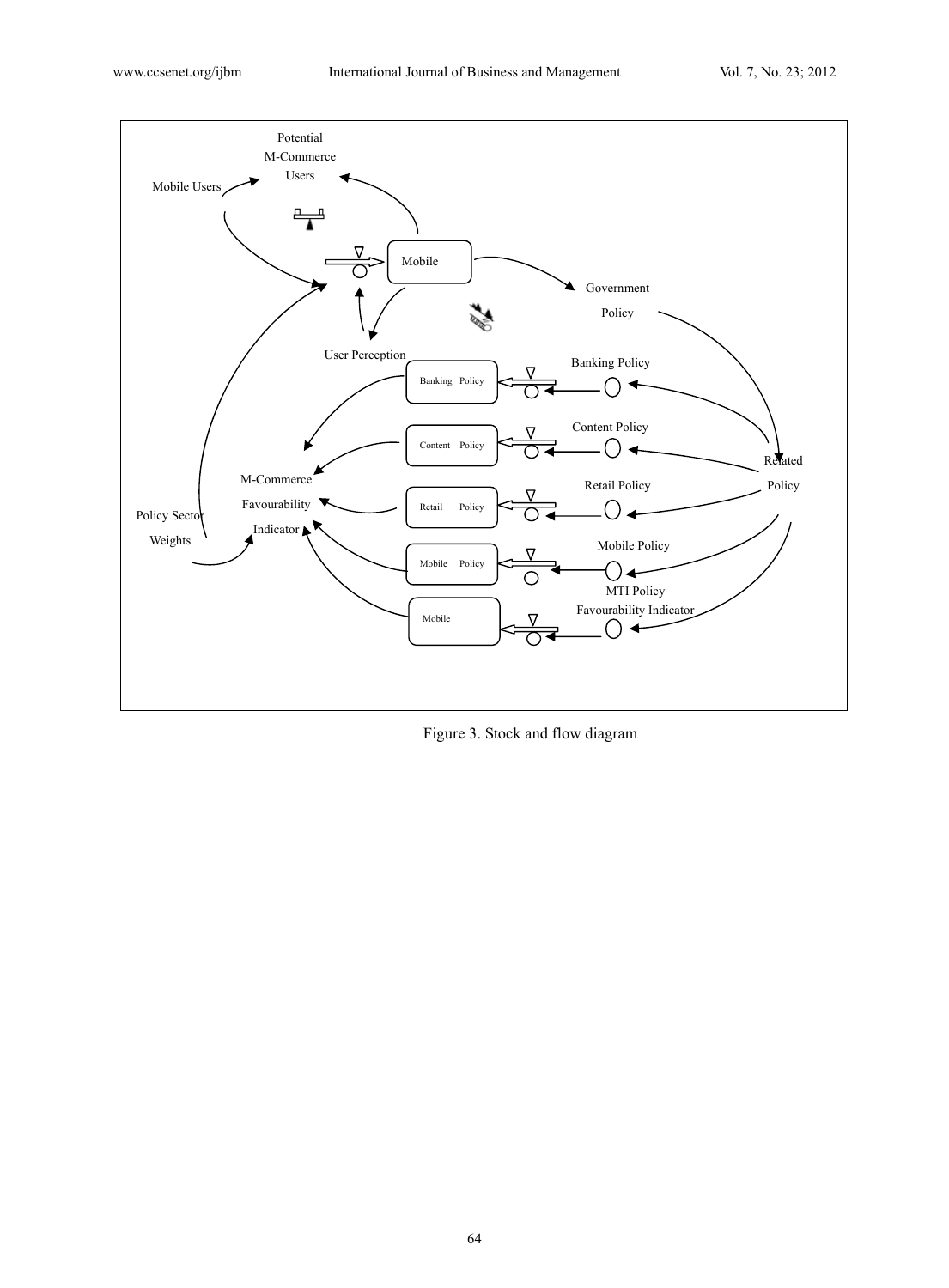Figure 3. Stock and flow diagram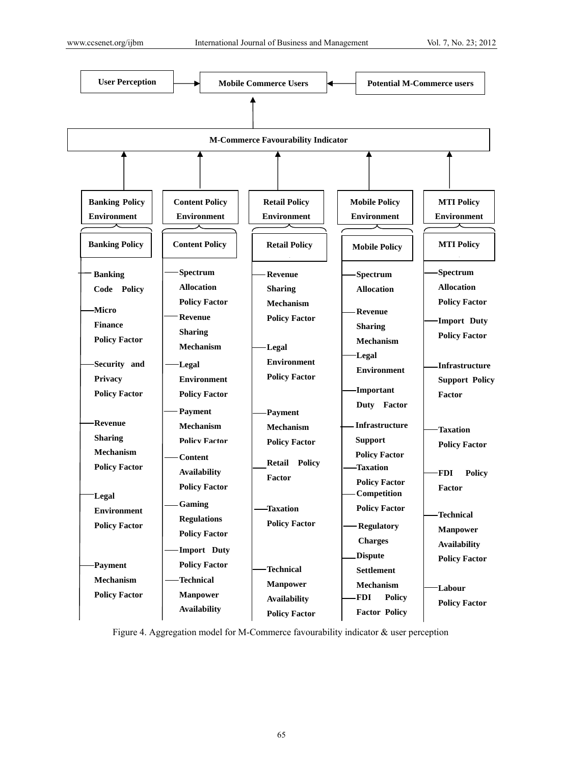**User Perception** → **Mobile Commerce Users** ← **Potential M-Commerce users**

↑

**M-Commerce Favourability Indicator**

↑

- **Banking Policy Environment**
  - **Banking Policy**
    - Banking Code Policy
    - Micro Finance Policy Factor
    - Security and Privacy Policy Factor
    - Revenue Sharing Mechanism Policy Factor
    - Legal Environment Policy Factor
    - Payment Mechanism Policy Factor
- **Content Policy Environment**
  - **Content Policy**
    - Spectrum Allocation Policy Factor
    - Revenue Sharing Mechanism
    - Legal Environment Policy Factor
    - Payment Mechanism Policy Factor
    - Content Availability Policy Factor
    - Gaming Regulations Policy Factor
    - Import Duty Policy Factor
    - Technical Manpower Availability
- **Retail Policy Environment**
  - **Retail Policy**
    - Revenue Sharing Mechanism Policy Factor
    - Legal Environment Policy Factor
    - Payment Mechanism Policy Factor
    - Retail Policy Factor
    - Taxation Policy Factor
    - Technical Manpower Availability Policy Factor
- **Mobile Policy Environment**
  - **Mobile Policy**
    - Spectrum Allocation
    - Revenue Sharing Mechanism
    - Legal Environment
    - Important Duty Factor
    - Infrastructure Support Policy Factor
    - Taxation Policy Factor
    - Competition Policy Factor
    - Regulatory Charges
    - Dispute Settlement Mechanism
    - FDI Policy Factor Policy
- **MTI Policy Environment**
  - **MTI Policy**
    - Spectrum Allocation Policy Factor
    - Import Duty Policy Factor
    - Infrastructure Support Policy Factor
    - Taxation Policy Factor
    - FDI Policy Factor
    - Technical Manpower Availability Policy Factor
    - Labour Policy Factor

Figure 4. Aggregation model for M-Commerce favourability indicator & user perception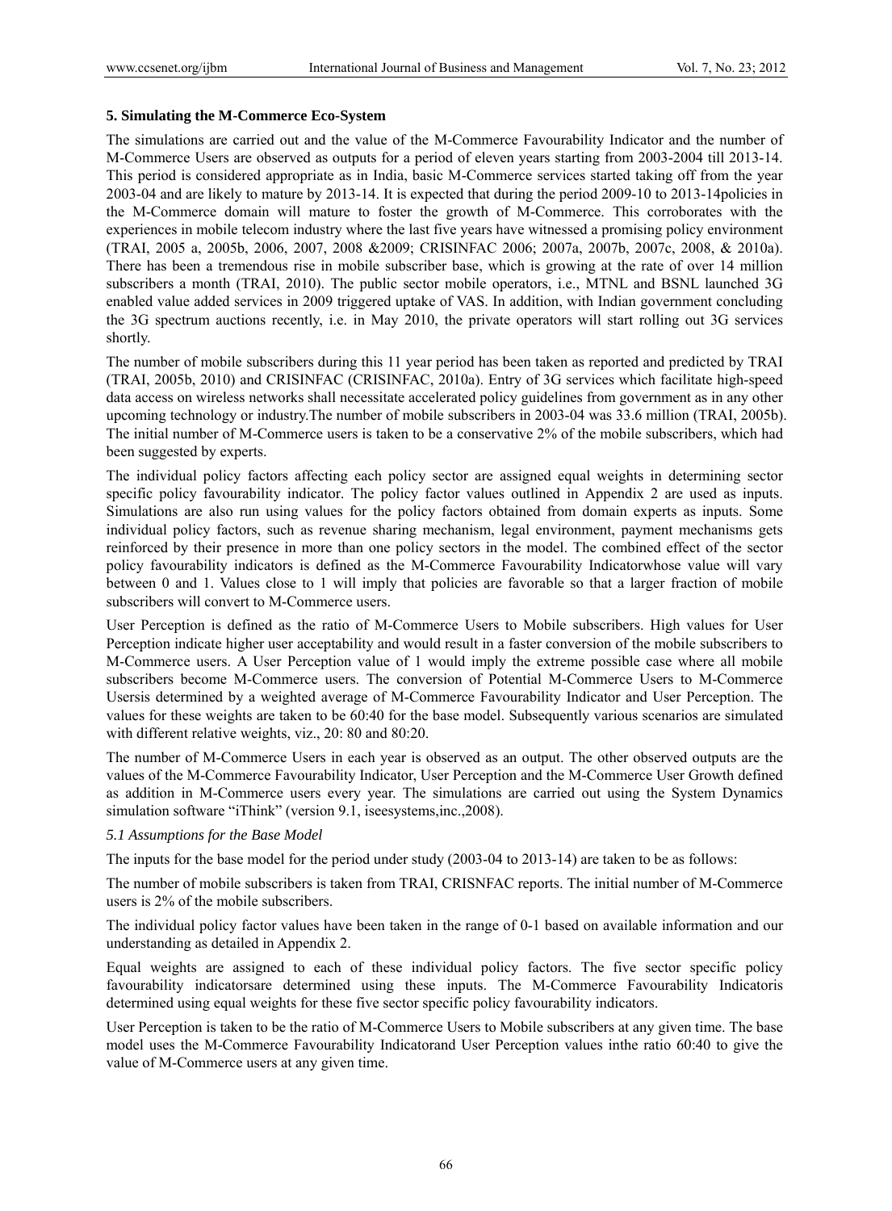### 5. Simulating the M-Commerce Eco-System

The simulations are carried out and the value of the M-Commerce Favourability Indicator and the number of M-Commerce Users are observed as outputs for a period of eleven years starting from 2003-2004 till 2013-14. This period is considered appropriate as in India, basic M-Commerce services started taking off from the year 2003-04 and are likely to mature by 2013-14. It is expected that during the period 2009-10 to 2013-14policies in the M-Commerce domain will mature to foster the growth of M-Commerce. This corroborates with the experiences in mobile telecom industry where the last five years have witnessed a promising policy environment (TRAI, 2005 a, 2005b, 2006, 2007, 2008 &2009; CRISINFAC 2006; 2007a, 2007b, 2007c, 2008, & 2010a). There has been a tremendous rise in mobile subscriber base, which is growing at the rate of over 14 million subscribers a month (TRAI, 2010). The public sector mobile operators, i.e., MTNL and BSNL launched 3G enabled value added services in 2009 triggered uptake of VAS. In addition, with Indian government concluding the 3G spectrum auctions recently, i.e. in May 2010, the private operators will start rolling out 3G services shortly.

The number of mobile subscribers during this 11 year period has been taken as reported and predicted by TRAI (TRAI, 2005b, 2010) and CRISINFAC (CRISINFAC, 2010a). Entry of 3G services which facilitate high-speed data access on wireless networks shall necessitate accelerated policy guidelines from government as in any other upcoming technology or industry.The number of mobile subscribers in 2003-04 was 33.6 million (TRAI, 2005b). The initial number of M-Commerce users is taken to be a conservative 2% of the mobile subscribers, which had been suggested by experts.

The individual policy factors affecting each policy sector are assigned equal weights in determining sector specific policy favourability indicator. The policy factor values outlined in Appendix 2 are used as inputs. Simulations are also run using values for the policy factors obtained from domain experts as inputs. Some individual policy factors, such as revenue sharing mechanism, legal environment, payment mechanisms gets reinforced by their presence in more than one policy sectors in the model. The combined effect of the sector policy favourability indicators is defined as the M-Commerce Favourability Indicatorwhose value will vary between 0 and 1. Values close to 1 will imply that policies are favorable so that a larger fraction of mobile subscribers will convert to M-Commerce users.

User Perception is defined as the ratio of M-Commerce Users to Mobile subscribers. High values for User Perception indicate higher user acceptability and would result in a faster conversion of the mobile subscribers to M-Commerce users. A User Perception value of 1 would imply the extreme possible case where all mobile subscribers become M-Commerce users. The conversion of Potential M-Commerce Users to M-Commerce Usersis determined by a weighted average of M-Commerce Favourability Indicator and User Perception. The values for these weights are taken to be 60:40 for the base model. Subsequently various scenarios are simulated with different relative weights, viz., 20: 80 and 80:20.

The number of M-Commerce Users in each year is observed as an output. The other observed outputs are the values of the M-Commerce Favourability Indicator, User Perception and the M-Commerce User Growth defined as addition in M-Commerce users every year. The simulations are carried out using the System Dynamics simulation software "iThink" (version 9.1, iseesystems,inc.,2008).

#### *5.1 Assumptions for the Base Model*

The inputs for the base model for the period under study (2003-04 to 2013-14) are taken to be as follows:

The number of mobile subscribers is taken from TRAI, CRISNFAC reports. The initial number of M-Commerce users is 2% of the mobile subscribers.

The individual policy factor values have been taken in the range of 0-1 based on available information and our understanding as detailed in Appendix 2.

Equal weights are assigned to each of these individual policy factors. The five sector specific policy favourability indicatorsare determined using these inputs. The M-Commerce Favourability Indicatoris determined using equal weights for these five sector specific policy favourability indicators.

User Perception is taken to be the ratio of M-Commerce Users to Mobile subscribers at any given time. The base model uses the M-Commerce Favourability Indicatorand User Perception values inthe ratio 60:40 to give the value of M-Commerce users at any given time.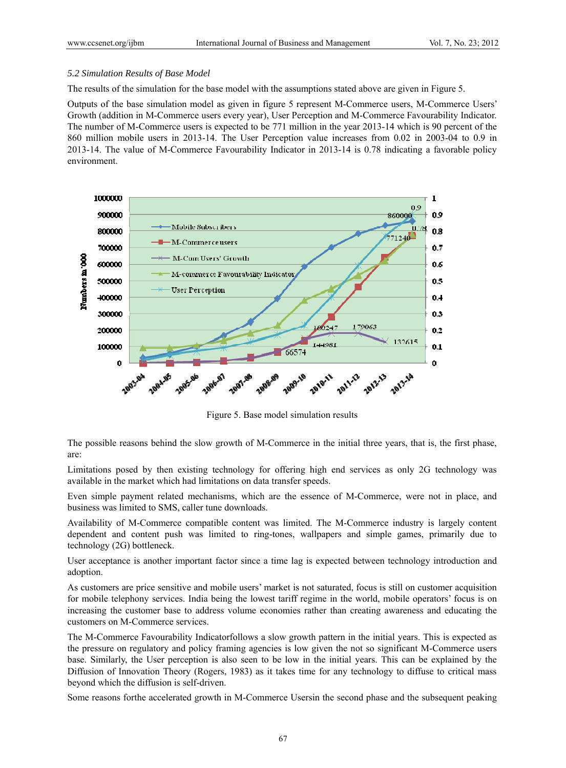### 5.2 Simulation Results of Base Model

The results of the simulation for the base model with the assumptions stated above are given in Figure 5.

Outputs of the base simulation model as given in figure 5 represent M-Commerce users, M-Commerce Users' Growth (addition in M-Commerce users every year), User Perception and M-Commerce Favourability Indicator. The number of M-Commerce users is expected to be 771 million in the year 2013-14 which is 90 percent of the 860 million mobile users in 2013-14. The User Perception value increases from 0.02 in 2003-04 to 0.9 in 2013-14. The value of M-Commerce Favourability Indicator in 2013-14 is 0.78 indicating a favorable policy environment.

Figure 5. Base model simulation results

The possible reasons behind the slow growth of M-Commerce in the initial three years, that is, the first phase, are:

Limitations posed by then existing technology for offering high end services as only 2G technology was available in the market which had limitations on data transfer speeds.

Even simple payment related mechanisms, which are the essence of M-Commerce, were not in place, and business was limited to SMS, caller tune downloads.

Availability of M-Commerce compatible content was limited. The M-Commerce industry is largely content dependent and content push was limited to ring-tones, wallpapers and simple games, primarily due to technology (2G) bottleneck.

User acceptance is another important factor since a time lag is expected between technology introduction and adoption.

As customers are price sensitive and mobile users' market is not saturated, focus is still on customer acquisition for mobile telephony services. India being the lowest tariff regime in the world, mobile operators' focus is on increasing the customer base to address volume economies rather than creating awareness and educating the customers on M-Commerce services.

The M-Commerce Favourability Indicatorfollows a slow growth pattern in the initial years. This is expected as the pressure on regulatory and policy framing agencies is low given the not so significant M-Commerce users base. Similarly, the User perception is also seen to be low in the initial years. This can be explained by the Diffusion of Innovation Theory (Rogers, 1983) as it takes time for any technology to diffuse to critical mass beyond which the diffusion is self-driven.

Some reasons forthe accelerated growth in M-Commerce Usersin the second phase and the subsequent peaking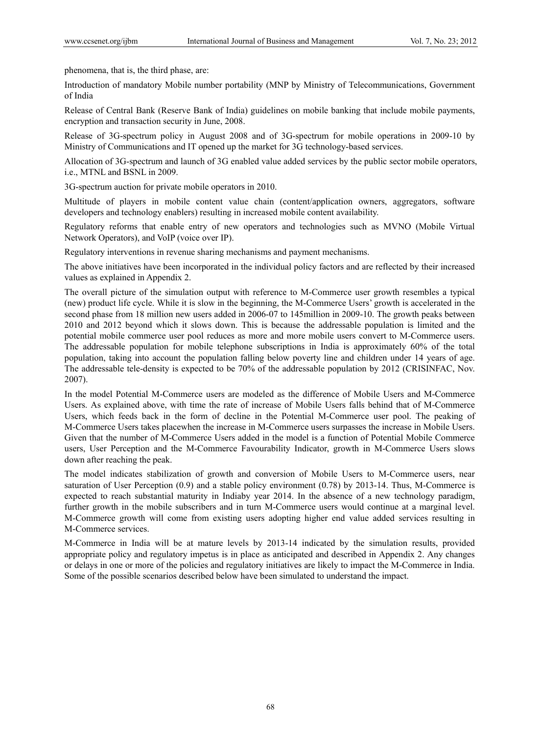phenomena, that is, the third phase, are:

Introduction of mandatory Mobile number portability (MNP by Ministry of Telecommunications, Government of India

Release of Central Bank (Reserve Bank of India) guidelines on mobile banking that include mobile payments, encryption and transaction security in June, 2008.

Release of 3G-spectrum policy in August 2008 and of 3G-spectrum for mobile operations in 2009-10 by Ministry of Communications and IT opened up the market for 3G technology-based services.

Allocation of 3G-spectrum and launch of 3G enabled value added services by the public sector mobile operators, i.e., MTNL and BSNL in 2009.

3G-spectrum auction for private mobile operators in 2010.

Multitude of players in mobile content value chain (content/application owners, aggregators, software developers and technology enablers) resulting in increased mobile content availability.

Regulatory reforms that enable entry of new operators and technologies such as MVNO (Mobile Virtual Network Operators), and VoIP (voice over IP).

Regulatory interventions in revenue sharing mechanisms and payment mechanisms.

The above initiatives have been incorporated in the individual policy factors and are reflected by their increased values as explained in Appendix 2.

The overall picture of the simulation output with reference to M-Commerce user growth resembles a typical (new) product life cycle. While it is slow in the beginning, the M-Commerce Users' growth is accelerated in the second phase from 18 million new users added in 2006-07 to 145million in 2009-10. The growth peaks between 2010 and 2012 beyond which it slows down. This is because the addressable population is limited and the potential mobile commerce user pool reduces as more and more mobile users convert to M-Commerce users. The addressable population for mobile telephone subscriptions in India is approximately 60% of the total population, taking into account the population falling below poverty line and children under 14 years of age. The addressable tele-density is expected to be 70% of the addressable population by 2012 (CRISINFAC, Nov. 2007).

In the model Potential M-Commerce users are modeled as the difference of Mobile Users and M-Commerce Users. As explained above, with time the rate of increase of Mobile Users falls behind that of M-Commerce Users, which feeds back in the form of decline in the Potential M-Commerce user pool. The peaking of M-Commerce Users takes placewhen the increase in M-Commerce users surpasses the increase in Mobile Users. Given that the number of M-Commerce Users added in the model is a function of Potential Mobile Commerce users, User Perception and the M-Commerce Favourability Indicator, growth in M-Commerce Users slows down after reaching the peak.

The model indicates stabilization of growth and conversion of Mobile Users to M-Commerce users, near saturation of User Perception (0.9) and a stable policy environment (0.78) by 2013-14. Thus, M-Commerce is expected to reach substantial maturity in Indiaby year 2014. In the absence of a new technology paradigm, further growth in the mobile subscribers and in turn M-Commerce users would continue at a marginal level. M-Commerce growth will come from existing users adopting higher end value added services resulting in M-Commerce services.

M-Commerce in India will be at mature levels by 2013-14 indicated by the simulation results, provided appropriate policy and regulatory impetus is in place as anticipated and described in Appendix 2. Any changes or delays in one or more of the policies and regulatory initiatives are likely to impact the M-Commerce in India. Some of the possible scenarios described below have been simulated to understand the impact.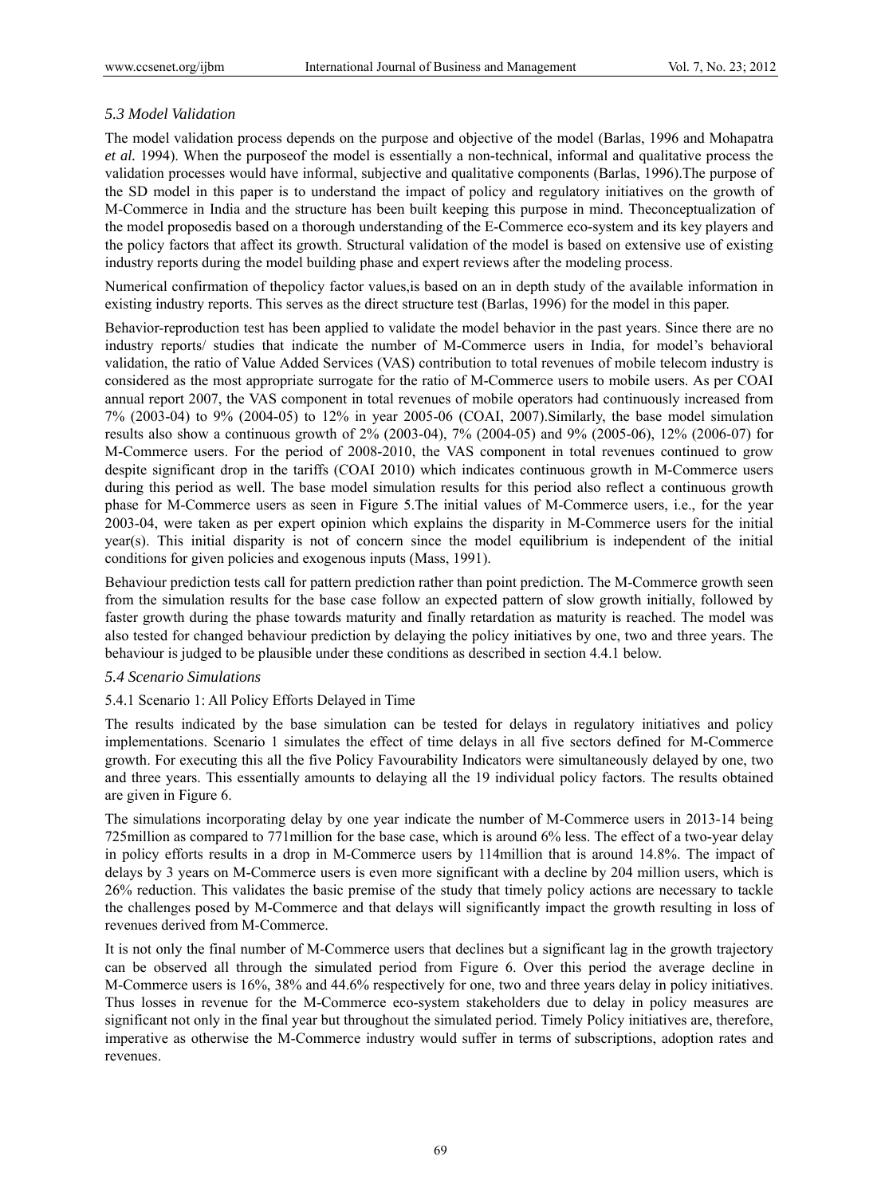### *5.3 Model Validation*

The model validation process depends on the purpose and objective of the model (Barlas, 1996 and Mohapatra *et al.* 1994). When the purposeof the model is essentially a non-technical, informal and qualitative process the validation processes would have informal, subjective and qualitative components (Barlas, 1996).The purpose of the SD model in this paper is to understand the impact of policy and regulatory initiatives on the growth of M-Commerce in India and the structure has been built keeping this purpose in mind. Theconceptualization of the model proposedis based on a thorough understanding of the E-Commerce eco-system and its key players and the policy factors that affect its growth. Structural validation of the model is based on extensive use of existing industry reports during the model building phase and expert reviews after the modeling process.

Numerical confirmation of thepolicy factor values,is based on an in depth study of the available information in existing industry reports. This serves as the direct structure test (Barlas, 1996) for the model in this paper.

Behavior-reproduction test has been applied to validate the model behavior in the past years. Since there are no industry reports/ studies that indicate the number of M-Commerce users in India, for model's behavioral validation, the ratio of Value Added Services (VAS) contribution to total revenues of mobile telecom industry is considered as the most appropriate surrogate for the ratio of M-Commerce users to mobile users. As per COAI annual report 2007, the VAS component in total revenues of mobile operators had continuously increased from 7% (2003-04) to 9% (2004-05) to 12% in year 2005-06 (COAI, 2007).Similarly, the base model simulation results also show a continuous growth of 2% (2003-04), 7% (2004-05) and 9% (2005-06), 12% (2006-07) for M-Commerce users. For the period of 2008-2010, the VAS component in total revenues continued to grow despite significant drop in the tariffs (COAI 2010) which indicates continuous growth in M-Commerce users during this period as well. The base model simulation results for this period also reflect a continuous growth phase for M-Commerce users as seen in Figure 5.The initial values of M-Commerce users, i.e., for the year 2003-04, were taken as per expert opinion which explains the disparity in M-Commerce users for the initial year(s). This initial disparity is not of concern since the model equilibrium is independent of the initial conditions for given policies and exogenous inputs (Mass, 1991).

Behaviour prediction tests call for pattern prediction rather than point prediction. The M-Commerce growth seen from the simulation results for the base case follow an expected pattern of slow growth initially, followed by faster growth during the phase towards maturity and finally retardation as maturity is reached. The model was also tested for changed behaviour prediction by delaying the policy initiatives by one, two and three years. The behaviour is judged to be plausible under these conditions as described in section 4.4.1 below.

### *5.4 Scenario Simulations*

#### 5.4.1 Scenario 1: All Policy Efforts Delayed in Time

The results indicated by the base simulation can be tested for delays in regulatory initiatives and policy implementations. Scenario 1 simulates the effect of time delays in all five sectors defined for M-Commerce growth. For executing this all the five Policy Favourability Indicators were simultaneously delayed by one, two and three years. This essentially amounts to delaying all the 19 individual policy factors. The results obtained are given in Figure 6.

The simulations incorporating delay by one year indicate the number of M-Commerce users in 2013-14 being 725million as compared to 771million for the base case, which is around 6% less. The effect of a two-year delay in policy efforts results in a drop in M-Commerce users by 114million that is around 14.8%. The impact of delays by 3 years on M-Commerce users is even more significant with a decline by 204 million users, which is 26% reduction. This validates the basic premise of the study that timely policy actions are necessary to tackle the challenges posed by M-Commerce and that delays will significantly impact the growth resulting in loss of revenues derived from M-Commerce.

It is not only the final number of M-Commerce users that declines but a significant lag in the growth trajectory can be observed all through the simulated period from Figure 6. Over this period the average decline in M-Commerce users is 16%, 38% and 44.6% respectively for one, two and three years delay in policy initiatives. Thus losses in revenue for the M-Commerce eco-system stakeholders due to delay in policy measures are significant not only in the final year but throughout the simulated period. Timely Policy initiatives are, therefore, imperative as otherwise the M-Commerce industry would suffer in terms of subscriptions, adoption rates and revenues.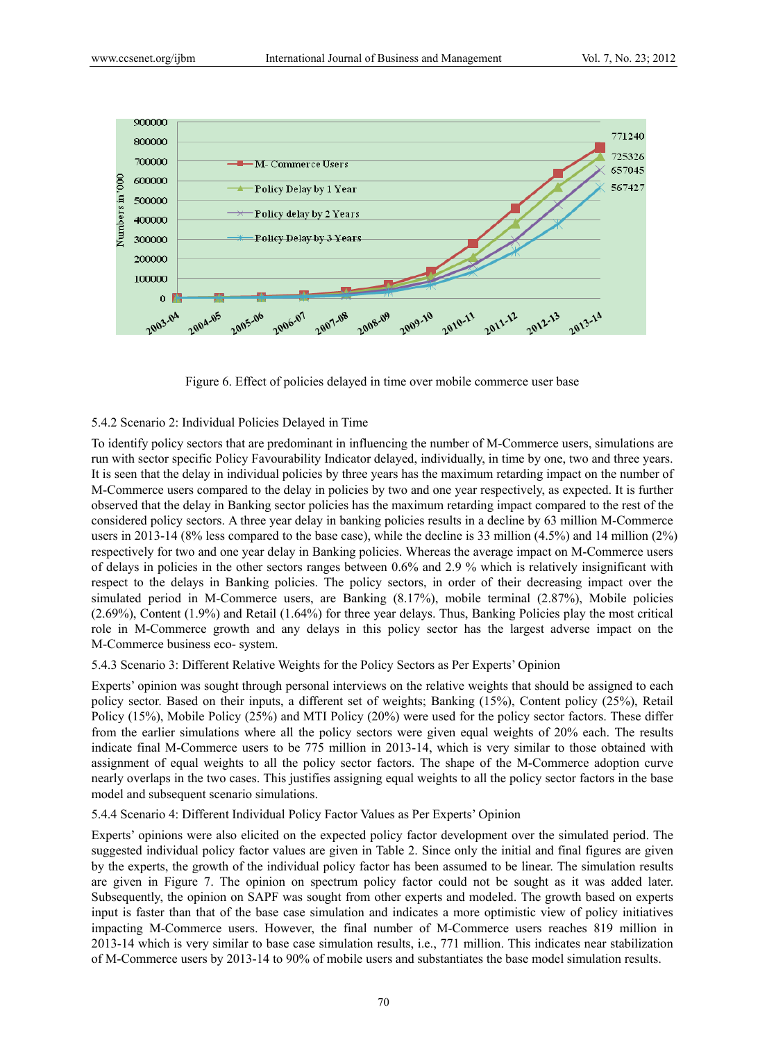Figure 6. Effect of policies delayed in time over mobile commerce user base

### 5.4.2 Scenario 2: Individual Policies Delayed in Time

To identify policy sectors that are predominant in influencing the number of M-Commerce users, simulations are run with sector specific Policy Favourability Indicator delayed, individually, in time by one, two and three years. It is seen that the delay in individual policies by three years has the maximum retarding impact on the number of M-Commerce users compared to the delay in policies by two and one year respectively, as expected. It is further observed that the delay in Banking sector policies has the maximum retarding impact compared to the rest of the considered policy sectors. A three year delay in banking policies results in a decline by 63 million M-Commerce users in 2013-14 (8% less compared to the base case), while the decline is 33 million (4.5%) and 14 million (2%) respectively for two and one year delay in Banking policies. Whereas the average impact on M-Commerce users of delays in policies in the other sectors ranges between 0.6% and 2.9 % which is relatively insignificant with respect to the delays in Banking policies. The policy sectors, in order of their decreasing impact over the simulated period in M-Commerce users, are Banking (8.17%), mobile terminal (2.87%), Mobile policies (2.69%), Content (1.9%) and Retail (1.64%) for three year delays. Thus, Banking Policies play the most critical role in M-Commerce growth and any delays in this policy sector has the largest adverse impact on the M-Commerce business eco- system.

### 5.4.3 Scenario 3: Different Relative Weights for the Policy Sectors as Per Experts' Opinion

Experts' opinion was sought through personal interviews on the relative weights that should be assigned to each policy sector. Based on their inputs, a different set of weights; Banking (15%), Content policy (25%), Retail Policy (15%), Mobile Policy (25%) and MTI Policy (20%) were used for the policy sector factors. These differ from the earlier simulations where all the policy sectors were given equal weights of 20% each. The results indicate final M-Commerce users to be 775 million in 2013-14, which is very similar to those obtained with assignment of equal weights to all the policy sector factors. The shape of the M-Commerce adoption curve nearly overlaps in the two cases. This justifies assigning equal weights to all the policy sector factors in the base model and subsequent scenario simulations.

### 5.4.4 Scenario 4: Different Individual Policy Factor Values as Per Experts' Opinion

Experts' opinions were also elicited on the expected policy factor development over the simulated period. The suggested individual policy factor values are given in Table 2. Since only the initial and final figures are given by the experts, the growth of the individual policy factor has been assumed to be linear. The simulation results are given in Figure 7. The opinion on spectrum policy factor could not be sought as it was added later. Subsequently, the opinion on SAPF was sought from other experts and modeled. The growth based on experts input is faster than that of the base case simulation and indicates a more optimistic view of policy initiatives impacting M-Commerce users. However, the final number of M-Commerce users reaches 819 million in 2013-14 which is very similar to base case simulation results, i.e., 771 million. This indicates near stabilization of M-Commerce users by 2013-14 to 90% of mobile users and substantiates the base model simulation results.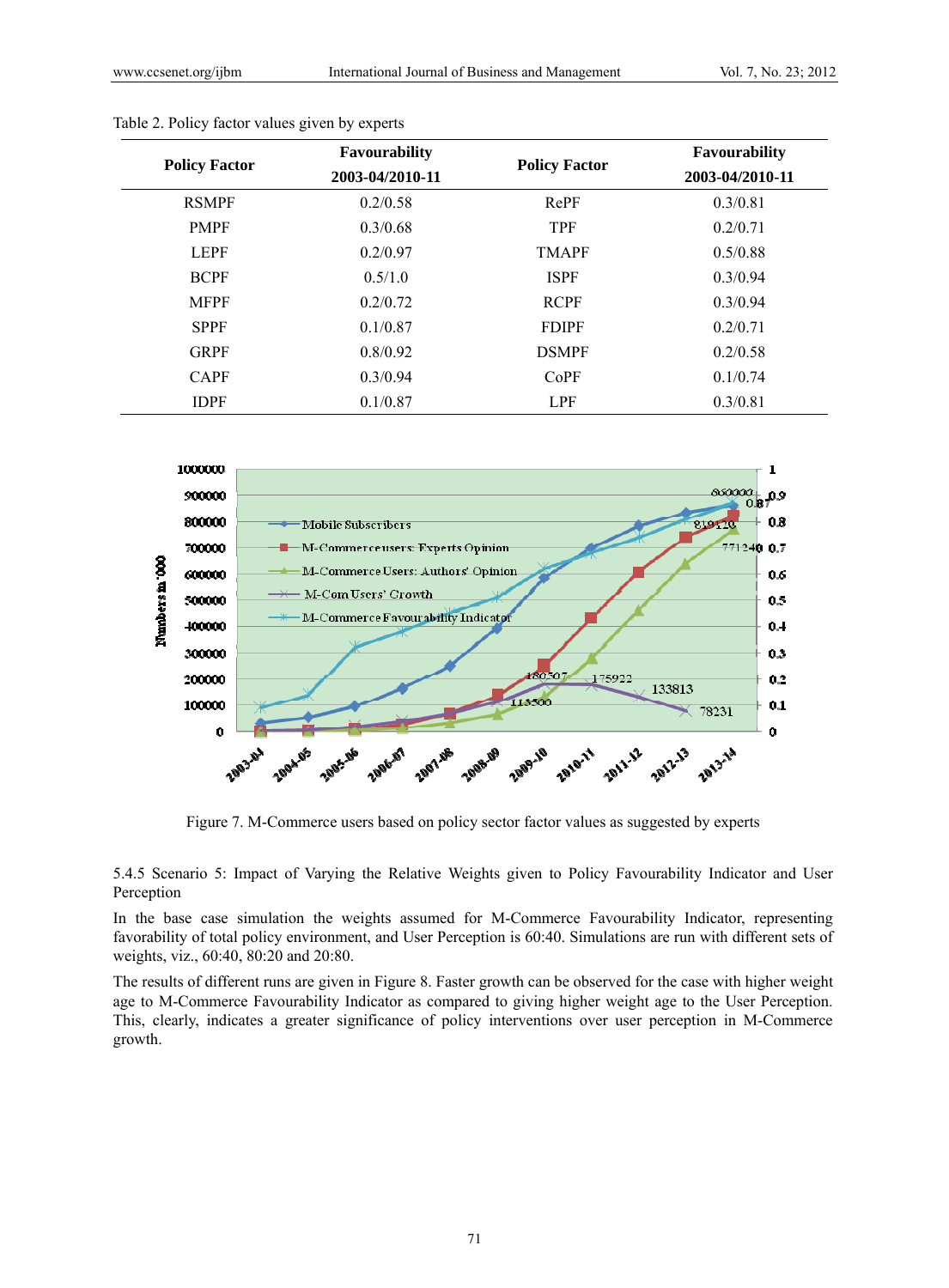Table 2. Policy factor values given by experts

| Policy Factor | Favourability 2003-04/2010-11 | Policy Factor | Favourability 2003-04/2010-11 |
|---|---|---|---|
| RSMPF | 0.2/0.58 | RePF | 0.3/0.81 |
| PMPF | 0.3/0.68 | TPF | 0.2/0.71 |
| LEPF | 0.2/0.97 | TMAPF | 0.5/0.88 |
| BCPF | 0.5/1.0 | ISPF | 0.3/0.94 |
| MFPF | 0.2/0.72 | RCPF | 0.3/0.94 |
| SPPF | 0.1/0.87 | FDIPF | 0.2/0.71 |
| GRPF | 0.8/0.92 | DSMPF | 0.2/0.58 |
| CAPF | 0.3/0.94 | CoPF | 0.1/0.74 |
| IDPF | 0.1/0.87 | LPF | 0.3/0.81 |

Figure 7. M-Commerce users based on policy sector factor values as suggested by experts

5.4.5 Scenario 5: Impact of Varying the Relative Weights given to Policy Favourability Indicator and User Perception

In the base case simulation the weights assumed for M-Commerce Favourability Indicator, representing favorability of total policy environment, and User Perception is 60:40. Simulations are run with different sets of weights, viz., 60:40, 80:20 and 20:80.

The results of different runs are given in Figure 8. Faster growth can be observed for the case with higher weight age to M-Commerce Favourability Indicator as compared to giving higher weight age to the User Perception. This, clearly, indicates a greater significance of policy interventions over user perception in M-Commerce growth.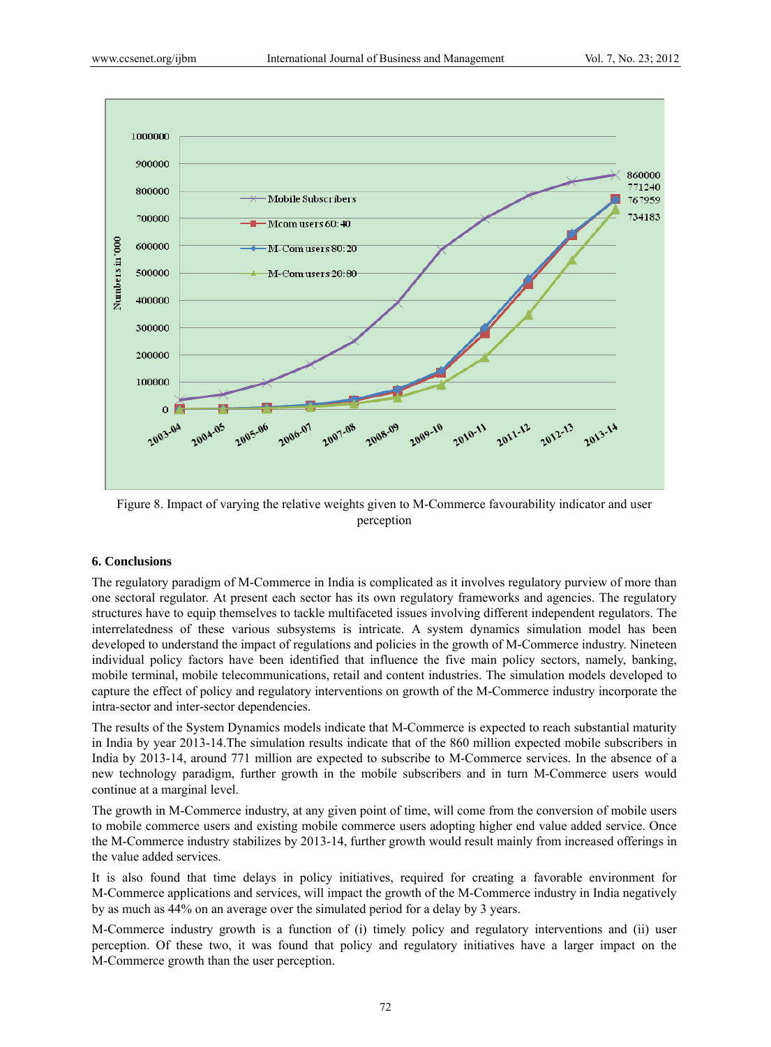Figure 8. Impact of varying the relative weights given to M-Commerce favourability indicator and user perception

## 6. Conclusions

The regulatory paradigm of M-Commerce in India is complicated as it involves regulatory purview of more than one sectoral regulator. At present each sector has its own regulatory frameworks and agencies. The regulatory structures have to equip themselves to tackle multifaceted issues involving different independent regulators. The interrelatedness of these various subsystems is intricate. A system dynamics simulation model has been developed to understand the impact of regulations and policies in the growth of M-Commerce industry. Nineteen individual policy factors have been identified that influence the five main policy sectors, namely, banking, mobile terminal, mobile telecommunications, retail and content industries. The simulation models developed to capture the effect of policy and regulatory interventions on growth of the M-Commerce industry incorporate the intra-sector and inter-sector dependencies.

The results of the System Dynamics models indicate that M-Commerce is expected to reach substantial maturity in India by year 2013-14.The simulation results indicate that of the 860 million expected mobile subscribers in India by 2013-14, around 771 million are expected to subscribe to M-Commerce services. In the absence of a new technology paradigm, further growth in the mobile subscribers and in turn M-Commerce users would continue at a marginal level.

The growth in M-Commerce industry, at any given point of time, will come from the conversion of mobile users to mobile commerce users and existing mobile commerce users adopting higher end value added service. Once the M-Commerce industry stabilizes by 2013-14, further growth would result mainly from increased offerings in the value added services.

It is also found that time delays in policy initiatives, required for creating a favorable environment for M-Commerce applications and services, will impact the growth of the M-Commerce industry in India negatively by as much as 44% on an average over the simulated period for a delay by 3 years.

M-Commerce industry growth is a function of (i) timely policy and regulatory interventions and (ii) user perception. Of these two, it was found that policy and regulatory initiatives have a larger impact on the M-Commerce growth than the user perception.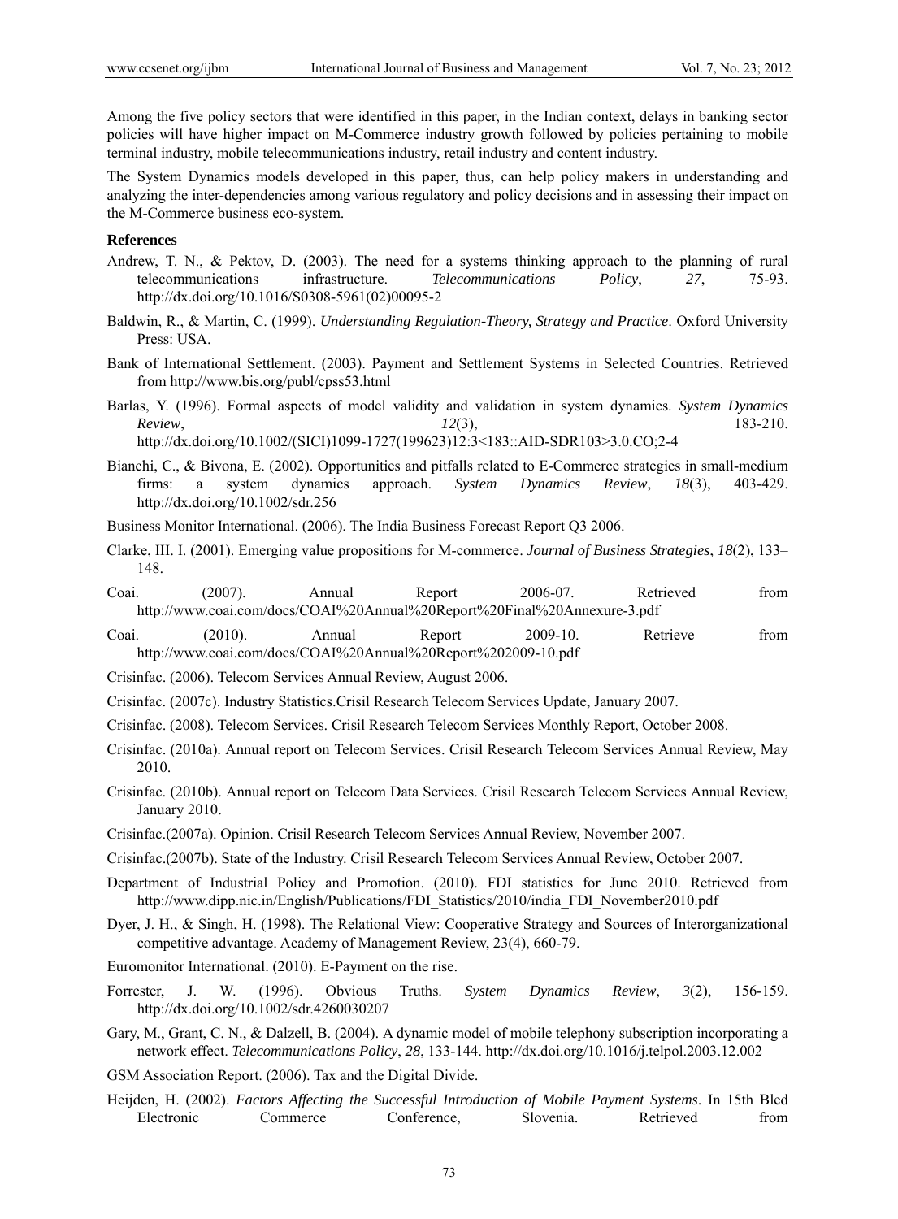Among the five policy sectors that were identified in this paper, in the Indian context, delays in banking sector policies will have higher impact on M-Commerce industry growth followed by policies pertaining to mobile terminal industry, mobile telecommunications industry, retail industry and content industry.

The System Dynamics models developed in this paper, thus, can help policy makers in understanding and analyzing the inter-dependencies among various regulatory and policy decisions and in assessing their impact on the M-Commerce business eco-system.

**References**

Andrew, T. N., & Pektov, D. (2003). The need for a systems thinking approach to the planning of rural telecommunications infrastructure. *Telecommunications Policy*, *27*, 75-93. http://dx.doi.org/10.1016/S0308-5961(02)00095-2

Baldwin, R., & Martin, C. (1999). *Understanding Regulation-Theory, Strategy and Practice*. Oxford University Press: USA.

Bank of International Settlement. (2003). Payment and Settlement Systems in Selected Countries. Retrieved from http://www.bis.org/publ/cpss53.html

Barlas, Y. (1996). Formal aspects of model validity and validation in system dynamics. *System Dynamics Review*, *12*(3), 183-210. http://dx.doi.org/10.1002/(SICI)1099-1727(199623)12:3<183::AID-SDR103>3.0.CO;2-4

Bianchi, C., & Bivona, E. (2002). Opportunities and pitfalls related to E-Commerce strategies in small-medium firms: a system dynamics approach. *System Dynamics Review*, *18*(3), 403-429. http://dx.doi.org/10.1002/sdr.256

Business Monitor International. (2006). The India Business Forecast Report Q3 2006.

Clarke, III. I. (2001). Emerging value propositions for M-commerce. *Journal of Business Strategies*, *18*(2), 133–148.

Coai. (2007). Annual Report 2006-07. Retrieved from http://www.coai.com/docs/COAI%20Annual%20Report%20Final%20Annexure-3.pdf

Coai. (2010). Annual Report 2009-10. Retrieve from http://www.coai.com/docs/COAI%20Annual%20Report%202009-10.pdf

Crisinfac. (2006). Telecom Services Annual Review, August 2006.

Crisinfac. (2007c). Industry Statistics.Crisil Research Telecom Services Update, January 2007.

Crisinfac. (2008). Telecom Services. Crisil Research Telecom Services Monthly Report, October 2008.

Crisinfac. (2010a). Annual report on Telecom Services. Crisil Research Telecom Services Annual Review, May 2010.

Crisinfac. (2010b). Annual report on Telecom Data Services. Crisil Research Telecom Services Annual Review, January 2010.

Crisinfac.(2007a). Opinion. Crisil Research Telecom Services Annual Review, November 2007.

Crisinfac.(2007b). State of the Industry. Crisil Research Telecom Services Annual Review, October 2007.

Department of Industrial Policy and Promotion. (2010). FDI statistics for June 2010. Retrieved from http://www.dipp.nic.in/English/Publications/FDI_Statistics/2010/india_FDI_November2010.pdf

Dyer, J. H., & Singh, H. (1998). The Relational View: Cooperative Strategy and Sources of Interorganizational competitive advantage. Academy of Management Review, 23(4), 660-79.

Euromonitor International. (2010). E-Payment on the rise.

Forrester, J. W. (1996). Obvious Truths. *System Dynamics Review*, *3*(2), 156-159. http://dx.doi.org/10.1002/sdr.4260030207

Gary, M., Grant, C. N., & Dalzell, B. (2004). A dynamic model of mobile telephony subscription incorporating a network effect. *Telecommunications Policy*, *28*, 133-144. http://dx.doi.org/10.1016/j.telpol.2003.12.002

GSM Association Report. (2006). Tax and the Digital Divide.

Heijden, H. (2002). *Factors Affecting the Successful Introduction of Mobile Payment Systems*. In 15th Bled Electronic Commerce Conference, Slovenia. Retrieved from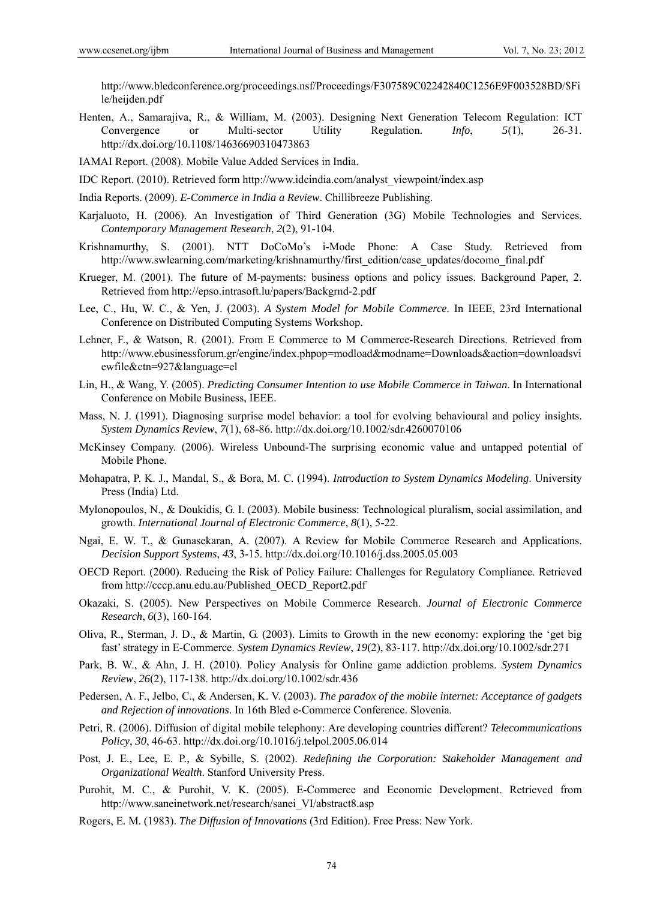http://www.bledconference.org/proceedings.nsf/Proceedings/F307589C02242840C1256E9F003528BD/$File/heijden.pdf

Henten, A., Samarajiva, R., & William, M. (2003). Designing Next Generation Telecom Regulation: ICT Convergence or Multi-sector Utility Regulation. *Info*, *5*(1), 26-31. http://dx.doi.org/10.1108/14636690310473863

IAMAI Report. (2008). Mobile Value Added Services in India.

IDC Report. (2010). Retrieved form http://www.idcindia.com/analyst_viewpoint/index.asp

India Reports. (2009). *E-Commerce in India a Review*. Chillibreeze Publishing.

Karjaluoto, H. (2006). An Investigation of Third Generation (3G) Mobile Technologies and Services. *Contemporary Management Research*, *2*(2), 91-104.

Krishnamurthy, S. (2001). NTT DoCoMo's i-Mode Phone: A Case Study. Retrieved from http://www.swlearning.com/marketing/krishnamurthy/first_edition/case_updates/docomo_final.pdf

Krueger, M. (2001). The future of M-payments: business options and policy issues. Background Paper, 2. Retrieved from http://epso.intrasoft.lu/papers/Backgrnd-2.pdf

Lee, C., Hu, W. C., & Yen, J. (2003). *A System Model for Mobile Commerce*. In IEEE, 23rd International Conference on Distributed Computing Systems Workshop.

Lehner, F., & Watson, R. (2001). From E Commerce to M Commerce-Research Directions. Retrieved from http://www.ebusinessforum.gr/engine/index.phpop=modload&modname=Downloads&action=downloadsviewfile&ctn=927&language=el

Lin, H., & Wang, Y. (2005). *Predicting Consumer Intention to use Mobile Commerce in Taiwan*. In International Conference on Mobile Business, IEEE.

Mass, N. J. (1991). Diagnosing surprise model behavior: a tool for evolving behavioural and policy insights. *System Dynamics Review*, *7*(1), 68-86. http://dx.doi.org/10.1002/sdr.4260070106

McKinsey Company. (2006). Wireless Unbound-The surprising economic value and untapped potential of Mobile Phone.

Mohapatra, P. K. J., Mandal, S., & Bora, M. C. (1994). *Introduction to System Dynamics Modeling*. University Press (India) Ltd.

Mylonopoulos, N., & Doukidis, G. I. (2003). Mobile business: Technological pluralism, social assimilation, and growth. *International Journal of Electronic Commerce*, *8*(1), 5-22.

Ngai, E. W. T., & Gunasekaran, A. (2007). A Review for Mobile Commerce Research and Applications. *Decision Support Systems*, *43*, 3-15. http://dx.doi.org/10.1016/j.dss.2005.05.003

OECD Report. (2000). Reducing the Risk of Policy Failure: Challenges for Regulatory Compliance. Retrieved from http://cccp.anu.edu.au/Published_OECD_Report2.pdf

Okazaki, S. (2005). New Perspectives on Mobile Commerce Research. *Journal of Electronic Commerce Research*, *6*(3), 160-164.

Oliva, R., Sterman, J. D., & Martin, G. (2003). Limits to Growth in the new economy: exploring the 'get big fast' strategy in E-Commerce. *System Dynamics Review*, *19*(2), 83-117. http://dx.doi.org/10.1002/sdr.271

Park, B. W., & Ahn, J. H. (2010). Policy Analysis for Online game addiction problems. *System Dynamics Review*, *26*(2), 117-138. http://dx.doi.org/10.1002/sdr.436

Pedersen, A. F., Jelbo, C., & Andersen, K. V. (2003). *The paradox of the mobile internet: Acceptance of gadgets and Rejection of innovations*. In 16th Bled e-Commerce Conference. Slovenia.

Petri, R. (2006). Diffusion of digital mobile telephony: Are developing countries different? *Telecommunications Policy*, *30*, 46-63. http://dx.doi.org/10.1016/j.telpol.2005.06.014

Post, J. E., Lee, E. P., & Sybille, S. (2002). *Redefining the Corporation: Stakeholder Management and Organizational Wealth*. Stanford University Press.

Purohit, M. C., & Purohit, V. K. (2005). E-Commerce and Economic Development. Retrieved from http://www.saneinetwork.net/research/sanei_VI/abstract8.asp

Rogers, E. M. (1983). *The Diffusion of Innovations* (3rd Edition). Free Press: New York.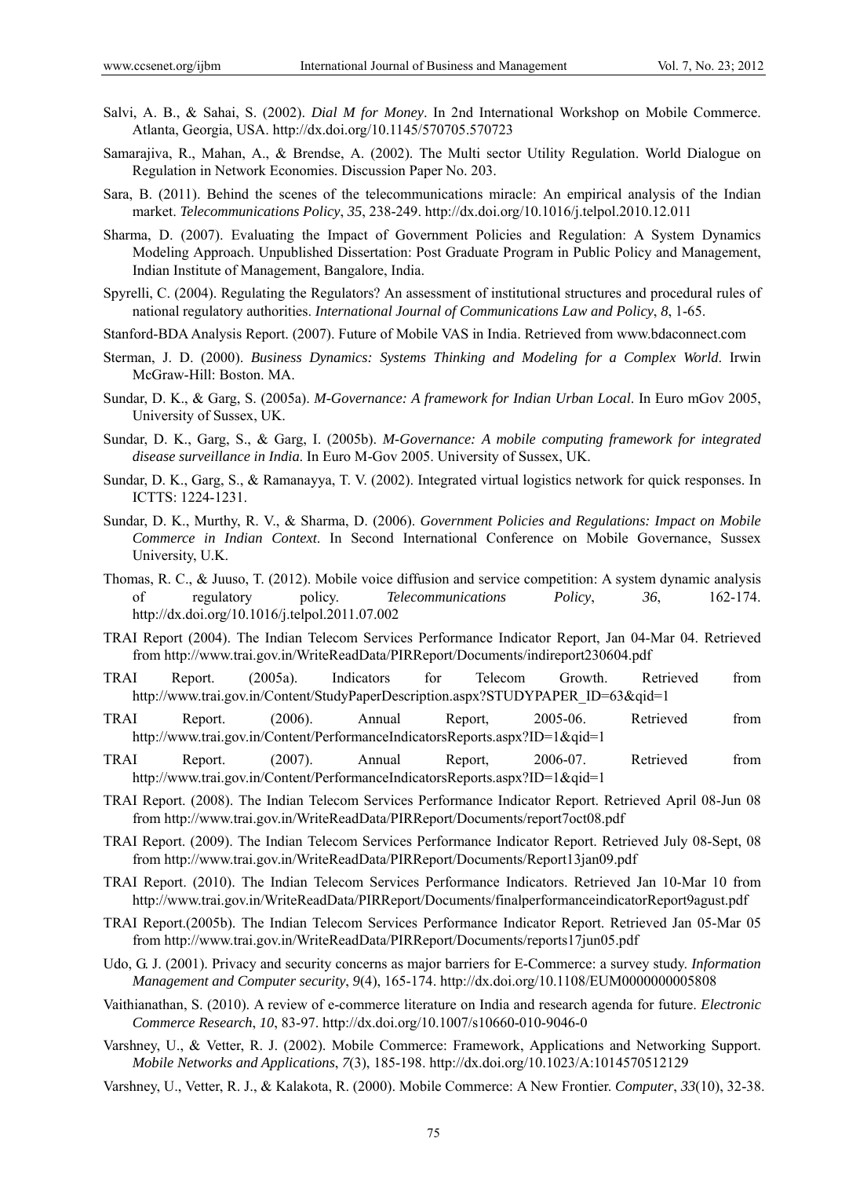Salvi, A. B., & Sahai, S. (2002). *Dial M for Money*. In 2nd International Workshop on Mobile Commerce. Atlanta, Georgia, USA. http://dx.doi.org/10.1145/570705.570723

Samarajiva, R., Mahan, A., & Brendse, A. (2002). The Multi sector Utility Regulation. World Dialogue on Regulation in Network Economies. Discussion Paper No. 203.

Sara, B. (2011). Behind the scenes of the telecommunications miracle: An empirical analysis of the Indian market. *Telecommunications Policy*, *35*, 238-249. http://dx.doi.org/10.1016/j.telpol.2010.12.011

Sharma, D. (2007). Evaluating the Impact of Government Policies and Regulation: A System Dynamics Modeling Approach. Unpublished Dissertation: Post Graduate Program in Public Policy and Management, Indian Institute of Management, Bangalore, India.

Spyrelli, C. (2004). Regulating the Regulators? An assessment of institutional structures and procedural rules of national regulatory authorities. *International Journal of Communications Law and Policy*, *8*, 1-65.

Stanford-BDA Analysis Report. (2007). Future of Mobile VAS in India. Retrieved from www.bdaconnect.com

Sterman, J. D. (2000). *Business Dynamics: Systems Thinking and Modeling for a Complex World*. Irwin McGraw-Hill: Boston. MA.

Sundar, D. K., & Garg, S. (2005a). *M-Governance: A framework for Indian Urban Local*. In Euro mGov 2005, University of Sussex, UK.

Sundar, D. K., Garg, S., & Garg, I. (2005b). *M-Governance: A mobile computing framework for integrated disease surveillance in India*. In Euro M-Gov 2005. University of Sussex, UK.

Sundar, D. K., Garg, S., & Ramanayya, T. V. (2002). Integrated virtual logistics network for quick responses. In ICTTS: 1224-1231.

Sundar, D. K., Murthy, R. V., & Sharma, D. (2006). *Government Policies and Regulations: Impact on Mobile Commerce in Indian Context*. In Second International Conference on Mobile Governance, Sussex University, U.K.

Thomas, R. C., & Juuso, T. (2012). Mobile voice diffusion and service competition: A system dynamic analysis of regulatory policy. *Telecommunications Policy*, *36*, 162-174. http://dx.doi.org/10.1016/j.telpol.2011.07.002

TRAI Report (2004). The Indian Telecom Services Performance Indicator Report, Jan 04-Mar 04. Retrieved from http://www.trai.gov.in/WriteReadData/PIRReport/Documents/indireport230604.pdf

TRAI Report. (2005a). Indicators for Telecom Growth. Retrieved from http://www.trai.gov.in/Content/StudyPaperDescription.aspx?STUDYPAPER_ID=63&qid=1

TRAI Report. (2006). Annual Report, 2005-06. Retrieved from http://www.trai.gov.in/Content/PerformanceIndicatorsReports.aspx?ID=1&qid=1

TRAI Report. (2007). Annual Report, 2006-07. Retrieved from http://www.trai.gov.in/Content/PerformanceIndicatorsReports.aspx?ID=1&qid=1

TRAI Report. (2008). The Indian Telecom Services Performance Indicator Report. Retrieved April 08-Jun 08 from http://www.trai.gov.in/WriteReadData/PIRReport/Documents/report7oct08.pdf

TRAI Report. (2009). The Indian Telecom Services Performance Indicator Report. Retrieved July 08-Sept, 08 from http://www.trai.gov.in/WriteReadData/PIRReport/Documents/Report13jan09.pdf

TRAI Report. (2010). The Indian Telecom Services Performance Indicators. Retrieved Jan 10-Mar 10 from http://www.trai.gov.in/WriteReadData/PIRReport/Documents/finalperformanceindicatorReport9agust.pdf

TRAI Report.(2005b). The Indian Telecom Services Performance Indicator Report. Retrieved Jan 05-Mar 05 from http://www.trai.gov.in/WriteReadData/PIRReport/Documents/reports17jun05.pdf

Udo, G. J. (2001). Privacy and security concerns as major barriers for E-Commerce: a survey study. *Information Management and Computer security*, *9*(4), 165-174. http://dx.doi.org/10.1108/EUM0000000005808

Vaithianathan, S. (2010). A review of e-commerce literature on India and research agenda for future. *Electronic Commerce Research*, *10*, 83-97. http://dx.doi.org/10.1007/s10660-010-9046-0

Varshney, U., & Vetter, R. J. (2002). Mobile Commerce: Framework, Applications and Networking Support. *Mobile Networks and Applications*, *7*(3), 185-198. http://dx.doi.org/10.1023/A:1014570512129

Varshney, U., Vetter, R. J., & Kalakota, R. (2000). Mobile Commerce: A New Frontier. *Computer*, *33*(10), 32-38.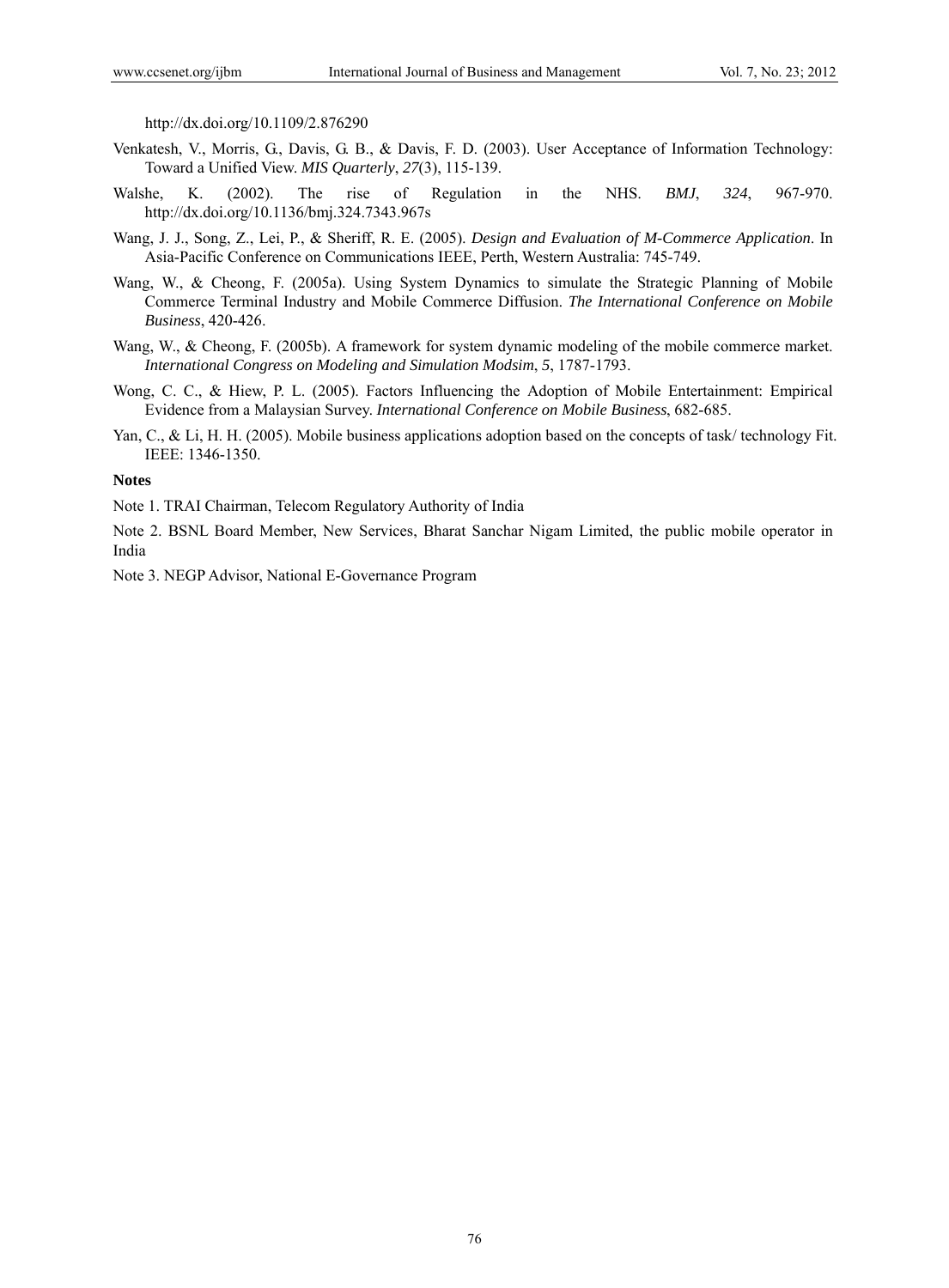http://dx.doi.org/10.1109/2.876290

Venkatesh, V., Morris, G., Davis, G. B., & Davis, F. D. (2003). User Acceptance of Information Technology: Toward a Unified View. *MIS Quarterly*, *27*(3), 115-139.

Walshe, K. (2002). The rise of Regulation in the NHS. *BMJ*, *324*, 967-970. http://dx.doi.org/10.1136/bmj.324.7343.967s

Wang, J. J., Song, Z., Lei, P., & Sheriff, R. E. (2005). *Design and Evaluation of M-Commerce Application*. In Asia-Pacific Conference on Communications IEEE, Perth, Western Australia: 745-749.

Wang, W., & Cheong, F. (2005a). Using System Dynamics to simulate the Strategic Planning of Mobile Commerce Terminal Industry and Mobile Commerce Diffusion. *The International Conference on Mobile Business*, 420-426.

Wang, W., & Cheong, F. (2005b). A framework for system dynamic modeling of the mobile commerce market. *International Congress on Modeling and Simulation Modsim*, *5*, 1787-1793.

Wong, C. C., & Hiew, P. L. (2005). Factors Influencing the Adoption of Mobile Entertainment: Empirical Evidence from a Malaysian Survey. *International Conference on Mobile Business*, 682-685.

Yan, C., & Li, H. H. (2005). Mobile business applications adoption based on the concepts of task/ technology Fit. IEEE: 1346-1350.

**Notes**

Note 1. TRAI Chairman, Telecom Regulatory Authority of India

Note 2. BSNL Board Member, New Services, Bharat Sanchar Nigam Limited, the public mobile operator in India

Note 3. NEGP Advisor, National E-Governance Program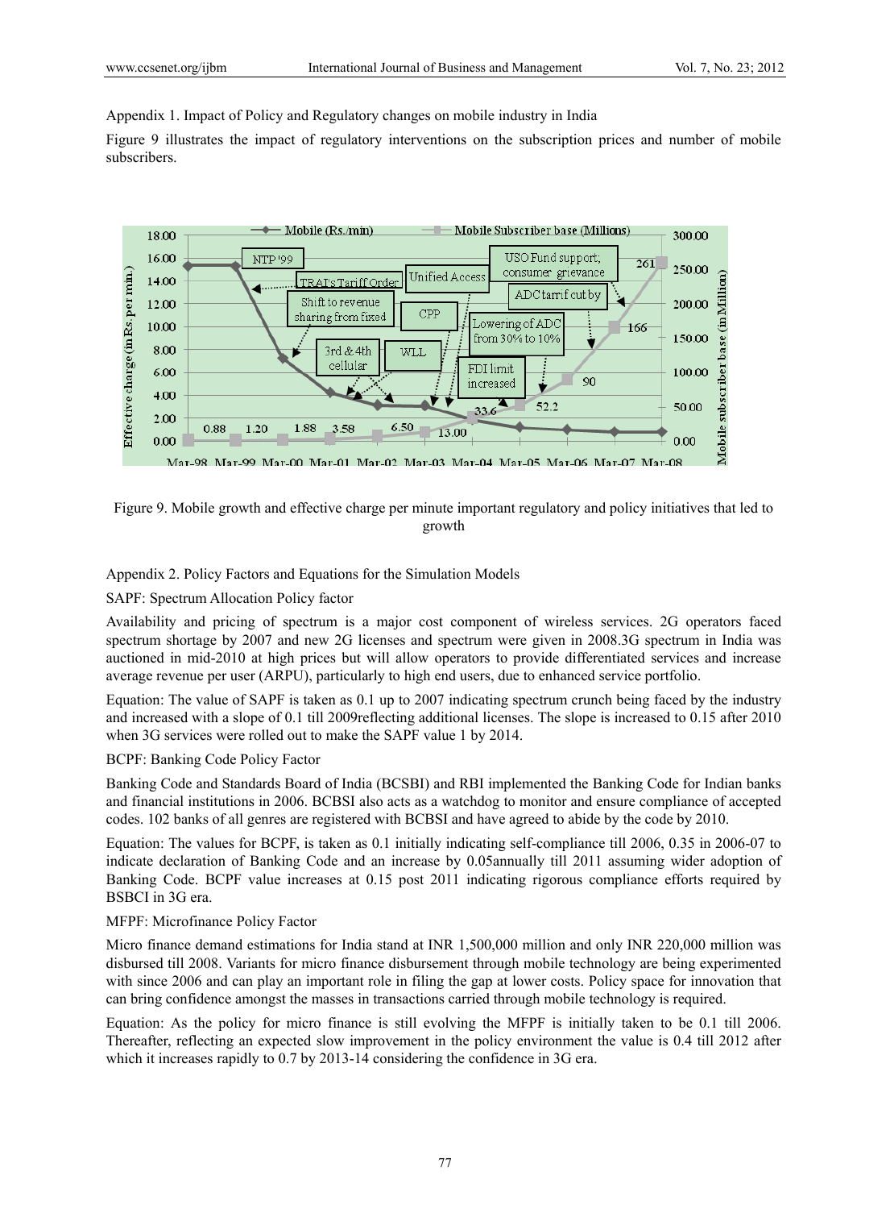Appendix 1. Impact of Policy and Regulatory changes on mobile industry in India

Figure 9 illustrates the impact of regulatory interventions on the subscription prices and number of mobile subscribers.

Figure 9. Mobile growth and effective charge per minute important regulatory and policy initiatives that led to growth

Appendix 2. Policy Factors and Equations for the Simulation Models

SAPF: Spectrum Allocation Policy factor

Availability and pricing of spectrum is a major cost component of wireless services. 2G operators faced spectrum shortage by 2007 and new 2G licenses and spectrum were given in 2008.3G spectrum in India was auctioned in mid-2010 at high prices but will allow operators to provide differentiated services and increase average revenue per user (ARPU), particularly to high end users, due to enhanced service portfolio.

Equation: The value of SAPF is taken as 0.1 up to 2007 indicating spectrum crunch being faced by the industry and increased with a slope of 0.1 till 2009reflecting additional licenses. The slope is increased to 0.15 after 2010 when 3G services were rolled out to make the SAPF value 1 by 2014.

BCPF: Banking Code Policy Factor

Banking Code and Standards Board of India (BCSBI) and RBI implemented the Banking Code for Indian banks and financial institutions in 2006. BCBSI also acts as a watchdog to monitor and ensure compliance of accepted codes. 102 banks of all genres are registered with BCBSI and have agreed to abide by the code by 2010.

Equation: The values for BCPF, is taken as 0.1 initially indicating self-compliance till 2006, 0.35 in 2006-07 to indicate declaration of Banking Code and an increase by 0.05annually till 2011 assuming wider adoption of Banking Code. BCPF value increases at 0.15 post 2011 indicating rigorous compliance efforts required by BSBCI in 3G era.

MFPF: Microfinance Policy Factor

Micro finance demand estimations for India stand at INR 1,500,000 million and only INR 220,000 million was disbursed till 2008. Variants for micro finance disbursement through mobile technology are being experimented with since 2006 and can play an important role in filing the gap at lower costs. Policy space for innovation that can bring confidence amongst the masses in transactions carried through mobile technology is required.

Equation: As the policy for micro finance is still evolving the MFPF is initially taken to be 0.1 till 2006. Thereafter, reflecting an expected slow improvement in the policy environment the value is 0.4 till 2012 after which it increases rapidly to 0.7 by 2013-14 considering the confidence in 3G era.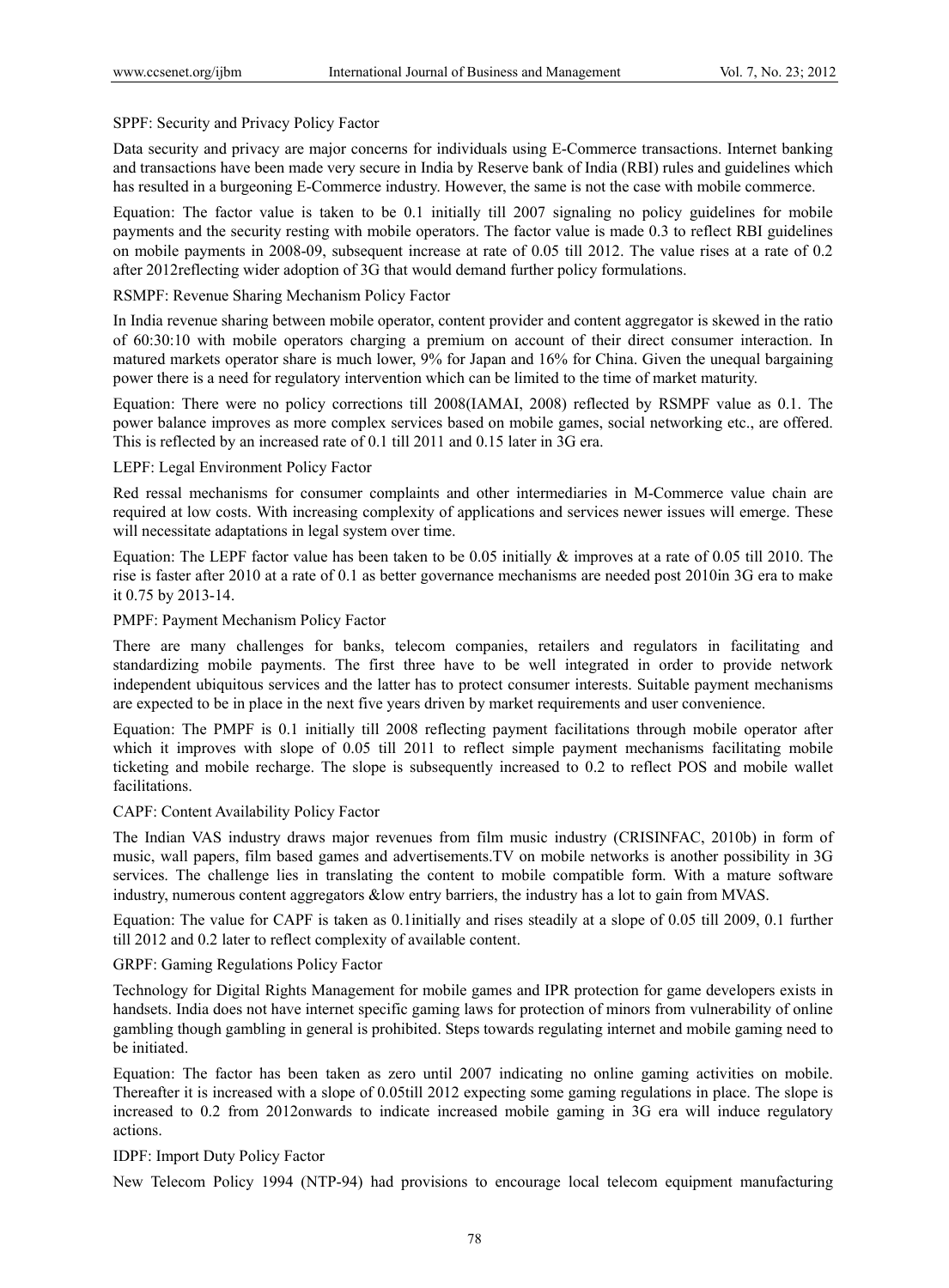SPPF: Security and Privacy Policy Factor

Data security and privacy are major concerns for individuals using E-Commerce transactions. Internet banking and transactions have been made very secure in India by Reserve bank of India (RBI) rules and guidelines which has resulted in a burgeoning E-Commerce industry. However, the same is not the case with mobile commerce.

Equation: The factor value is taken to be 0.1 initially till 2007 signaling no policy guidelines for mobile payments and the security resting with mobile operators. The factor value is made 0.3 to reflect RBI guidelines on mobile payments in 2008-09, subsequent increase at rate of 0.05 till 2012. The value rises at a rate of 0.2 after 2012reflecting wider adoption of 3G that would demand further policy formulations.

RSMPF: Revenue Sharing Mechanism Policy Factor

In India revenue sharing between mobile operator, content provider and content aggregator is skewed in the ratio of 60:30:10 with mobile operators charging a premium on account of their direct consumer interaction. In matured markets operator share is much lower, 9% for Japan and 16% for China. Given the unequal bargaining power there is a need for regulatory intervention which can be limited to the time of market maturity.

Equation: There were no policy corrections till 2008(IAMAI, 2008) reflected by RSMPF value as 0.1. The power balance improves as more complex services based on mobile games, social networking etc., are offered. This is reflected by an increased rate of 0.1 till 2011 and 0.15 later in 3G era.

LEPF: Legal Environment Policy Factor

Red ressal mechanisms for consumer complaints and other intermediaries in M-Commerce value chain are required at low costs. With increasing complexity of applications and services newer issues will emerge. These will necessitate adaptations in legal system over time.

Equation: The LEPF factor value has been taken to be 0.05 initially & improves at a rate of 0.05 till 2010. The rise is faster after 2010 at a rate of 0.1 as better governance mechanisms are needed post 2010in 3G era to make it 0.75 by 2013-14.

PMPF: Payment Mechanism Policy Factor

There are many challenges for banks, telecom companies, retailers and regulators in facilitating and standardizing mobile payments. The first three have to be well integrated in order to provide network independent ubiquitous services and the latter has to protect consumer interests. Suitable payment mechanisms are expected to be in place in the next five years driven by market requirements and user convenience.

Equation: The PMPF is 0.1 initially till 2008 reflecting payment facilitations through mobile operator after which it improves with slope of 0.05 till 2011 to reflect simple payment mechanisms facilitating mobile ticketing and mobile recharge. The slope is subsequently increased to 0.2 to reflect POS and mobile wallet facilitations.

CAPF: Content Availability Policy Factor

The Indian VAS industry draws major revenues from film music industry (CRISINFAC, 2010b) in form of music, wall papers, film based games and advertisements.TV on mobile networks is another possibility in 3G services. The challenge lies in translating the content to mobile compatible form. With a mature software industry, numerous content aggregators &low entry barriers, the industry has a lot to gain from MVAS.

Equation: The value for CAPF is taken as 0.1initially and rises steadily at a slope of 0.05 till 2009, 0.1 further till 2012 and 0.2 later to reflect complexity of available content.

GRPF: Gaming Regulations Policy Factor

Technology for Digital Rights Management for mobile games and IPR protection for game developers exists in handsets. India does not have internet specific gaming laws for protection of minors from vulnerability of online gambling though gambling in general is prohibited. Steps towards regulating internet and mobile gaming need to be initiated.

Equation: The factor has been taken as zero until 2007 indicating no online gaming activities on mobile. Thereafter it is increased with a slope of 0.05till 2012 expecting some gaming regulations in place. The slope is increased to 0.2 from 2012onwards to indicate increased mobile gaming in 3G era will induce regulatory actions.

IDPF: Import Duty Policy Factor

New Telecom Policy 1994 (NTP-94) had provisions to encourage local telecom equipment manufacturing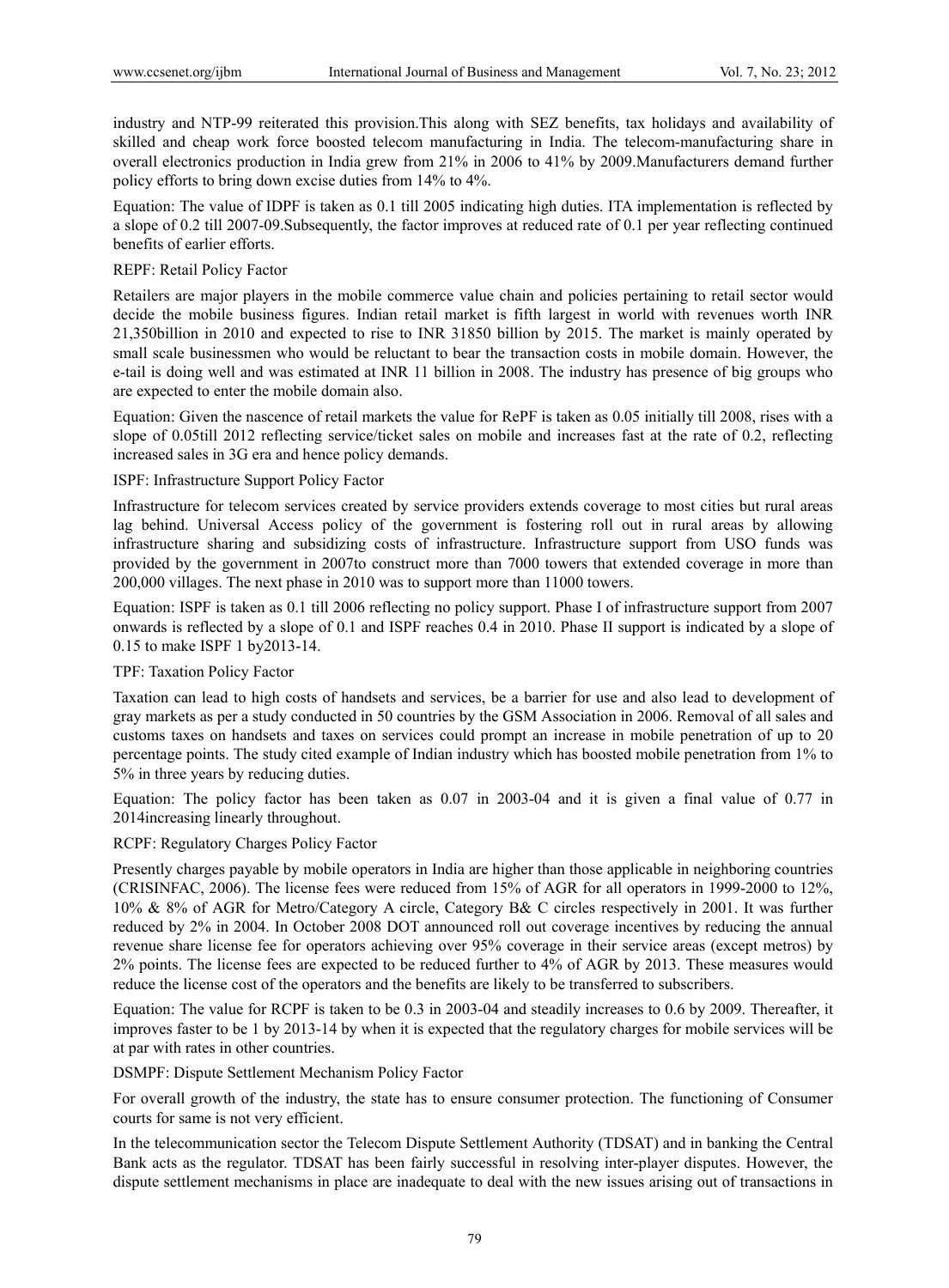industry and NTP-99 reiterated this provision.This along with SEZ benefits, tax holidays and availability of skilled and cheap work force boosted telecom manufacturing in India. The telecom-manufacturing share in overall electronics production in India grew from 21% in 2006 to 41% by 2009.Manufacturers demand further policy efforts to bring down excise duties from 14% to 4%.

Equation: The value of IDPF is taken as 0.1 till 2005 indicating high duties. ITA implementation is reflected by a slope of 0.2 till 2007-09.Subsequently, the factor improves at reduced rate of 0.1 per year reflecting continued benefits of earlier efforts.

REPF: Retail Policy Factor

Retailers are major players in the mobile commerce value chain and policies pertaining to retail sector would decide the mobile business figures. Indian retail market is fifth largest in world with revenues worth INR 21,350billion in 2010 and expected to rise to INR 31850 billion by 2015. The market is mainly operated by small scale businessmen who would be reluctant to bear the transaction costs in mobile domain. However, the e-tail is doing well and was estimated at INR 11 billion in 2008. The industry has presence of big groups who are expected to enter the mobile domain also.

Equation: Given the nascence of retail markets the value for RePF is taken as 0.05 initially till 2008, rises with a slope of 0.05till 2012 reflecting service/ticket sales on mobile and increases fast at the rate of 0.2, reflecting increased sales in 3G era and hence policy demands.

ISPF: Infrastructure Support Policy Factor

Infrastructure for telecom services created by service providers extends coverage to most cities but rural areas lag behind. Universal Access policy of the government is fostering roll out in rural areas by allowing infrastructure sharing and subsidizing costs of infrastructure. Infrastructure support from USO funds was provided by the government in 2007to construct more than 7000 towers that extended coverage in more than 200,000 villages. The next phase in 2010 was to support more than 11000 towers.

Equation: ISPF is taken as 0.1 till 2006 reflecting no policy support. Phase I of infrastructure support from 2007 onwards is reflected by a slope of 0.1 and ISPF reaches 0.4 in 2010. Phase II support is indicated by a slope of 0.15 to make ISPF 1 by2013-14.

TPF: Taxation Policy Factor

Taxation can lead to high costs of handsets and services, be a barrier for use and also lead to development of gray markets as per a study conducted in 50 countries by the GSM Association in 2006. Removal of all sales and customs taxes on handsets and taxes on services could prompt an increase in mobile penetration of up to 20 percentage points. The study cited example of Indian industry which has boosted mobile penetration from 1% to 5% in three years by reducing duties.

Equation: The policy factor has been taken as 0.07 in 2003-04 and it is given a final value of 0.77 in 2014increasing linearly throughout.

RCPF: Regulatory Charges Policy Factor

Presently charges payable by mobile operators in India are higher than those applicable in neighboring countries (CRISINFAC, 2006). The license fees were reduced from 15% of AGR for all operators in 1999-2000 to 12%, 10% & 8% of AGR for Metro/Category A circle, Category B& C circles respectively in 2001. It was further reduced by 2% in 2004. In October 2008 DOT announced roll out coverage incentives by reducing the annual revenue share license fee for operators achieving over 95% coverage in their service areas (except metros) by 2% points. The license fees are expected to be reduced further to 4% of AGR by 2013. These measures would reduce the license cost of the operators and the benefits are likely to be transferred to subscribers.

Equation: The value for RCPF is taken to be 0.3 in 2003-04 and steadily increases to 0.6 by 2009. Thereafter, it improves faster to be 1 by 2013-14 by when it is expected that the regulatory charges for mobile services will be at par with rates in other countries.

DSMPF: Dispute Settlement Mechanism Policy Factor

For overall growth of the industry, the state has to ensure consumer protection. The functioning of Consumer courts for same is not very efficient.

In the telecommunication sector the Telecom Dispute Settlement Authority (TDSAT) and in banking the Central Bank acts as the regulator. TDSAT has been fairly successful in resolving inter-player disputes. However, the dispute settlement mechanisms in place are inadequate to deal with the new issues arising out of transactions in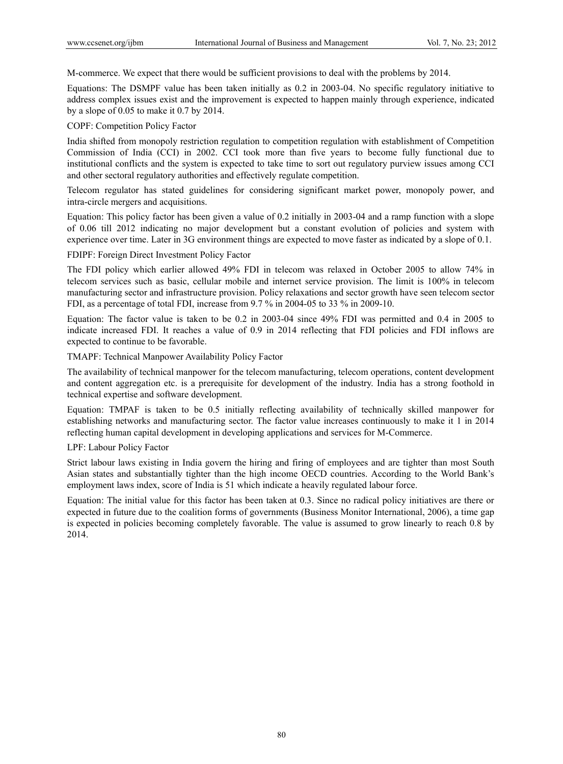M-commerce. We expect that there would be sufficient provisions to deal with the problems by 2014.

Equations: The DSMPF value has been taken initially as 0.2 in 2003-04. No specific regulatory initiative to address complex issues exist and the improvement is expected to happen mainly through experience, indicated by a slope of 0.05 to make it 0.7 by 2014.

COPF: Competition Policy Factor

India shifted from monopoly restriction regulation to competition regulation with establishment of Competition Commission of India (CCI) in 2002. CCI took more than five years to become fully functional due to institutional conflicts and the system is expected to take time to sort out regulatory purview issues among CCI and other sectoral regulatory authorities and effectively regulate competition.

Telecom regulator has stated guidelines for considering significant market power, monopoly power, and intra-circle mergers and acquisitions.

Equation: This policy factor has been given a value of 0.2 initially in 2003-04 and a ramp function with a slope of 0.06 till 2012 indicating no major development but a constant evolution of policies and system with experience over time. Later in 3G environment things are expected to move faster as indicated by a slope of 0.1.

FDIPF: Foreign Direct Investment Policy Factor

The FDI policy which earlier allowed 49% FDI in telecom was relaxed in October 2005 to allow 74% in telecom services such as basic, cellular mobile and internet service provision. The limit is 100% in telecom manufacturing sector and infrastructure provision. Policy relaxations and sector growth have seen telecom sector FDI, as a percentage of total FDI, increase from 9.7 % in 2004-05 to 33 % in 2009-10.

Equation: The factor value is taken to be 0.2 in 2003-04 since 49% FDI was permitted and 0.4 in 2005 to indicate increased FDI. It reaches a value of 0.9 in 2014 reflecting that FDI policies and FDI inflows are expected to continue to be favorable.

TMAPF: Technical Manpower Availability Policy Factor

The availability of technical manpower for the telecom manufacturing, telecom operations, content development and content aggregation etc. is a prerequisite for development of the industry. India has a strong foothold in technical expertise and software development.

Equation: TMPAF is taken to be 0.5 initially reflecting availability of technically skilled manpower for establishing networks and manufacturing sector. The factor value increases continuously to make it 1 in 2014 reflecting human capital development in developing applications and services for M-Commerce.

LPF: Labour Policy Factor

Strict labour laws existing in India govern the hiring and firing of employees and are tighter than most South Asian states and substantially tighter than the high income OECD countries. According to the World Bank's employment laws index, score of India is 51 which indicate a heavily regulated labour force.

Equation: The initial value for this factor has been taken at 0.3. Since no radical policy initiatives are there or expected in future due to the coalition forms of governments (Business Monitor International, 2006), a time gap is expected in policies becoming completely favorable. The value is assumed to grow linearly to reach 0.8 by 2014.